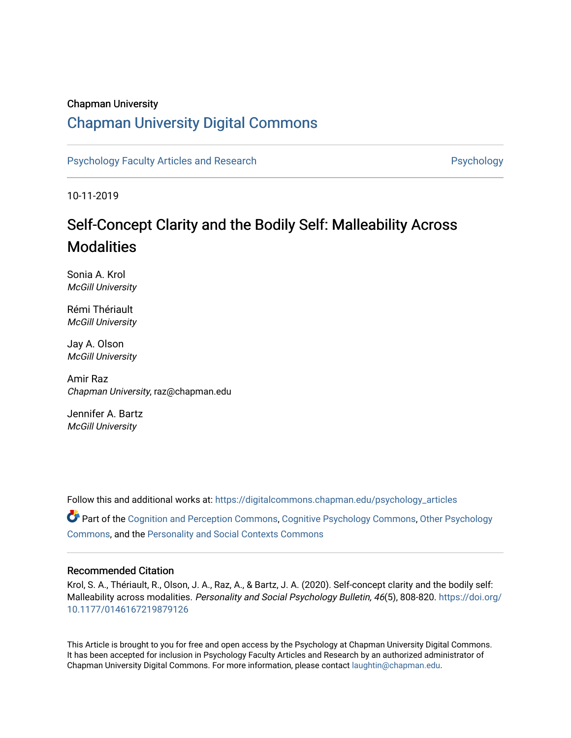Chapman University

# Chapman University Digital Commons

Psychology Faculty Articles and Research | Psychology

10-11-2019

## Self-Concept Clarity and the Bodily Self: Malleability Across Modalities

Sonia A. Krol
*McGill University*

Rémi Thériault
*McGill University*

Jay A. Olson
*McGill University*

Amir Raz
*Chapman University*, raz@chapman.edu

Jennifer A. Bartz
*McGill University*

Follow this and additional works at: https://digitalcommons.chapman.edu/psychology_articles

Part of the Cognition and Perception Commons, Cognitive Psychology Commons, Other Psychology Commons, and the Personality and Social Contexts Commons

### Recommended Citation

Krol, S. A., Thériault, R., Olson, J. A., Raz, A., & Bartz, J. A. (2020). Self-concept clarity and the bodily self: Malleability across modalities. *Personality and Social Psychology Bulletin, 46*(5), 808-820. https://doi.org/10.1177/0146167219879126

This Article is brought to you for free and open access by the Psychology at Chapman University Digital Commons. It has been accepted for inclusion in Psychology Faculty Articles and Research by an authorized administrator of Chapman University Digital Commons. For more information, please contact laughtin@chapman.edu.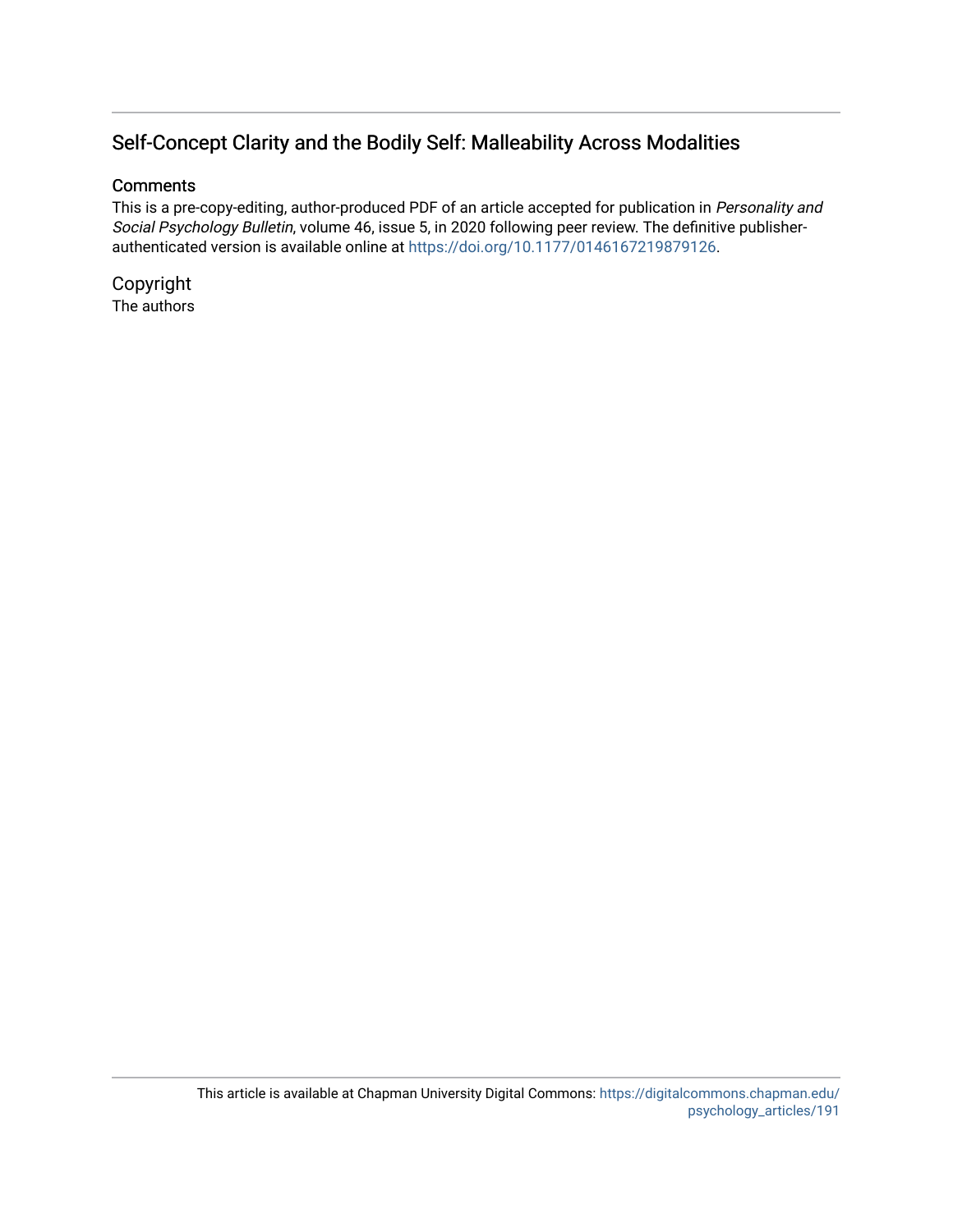## Self-Concept Clarity and the Bodily Self: Malleability Across Modalities

### Comments

This is a pre-copy-editing, author-produced PDF of an article accepted for publication in *Personality and Social Psychology Bulletin*, volume 46, issue 5, in 2020 following peer review. The definitive publisher-authenticated version is available online at https://doi.org/10.1177/0146167219879126.

### Copyright

The authors

This article is available at Chapman University Digital Commons: https://digitalcommons.chapman.edu/psychology_articles/191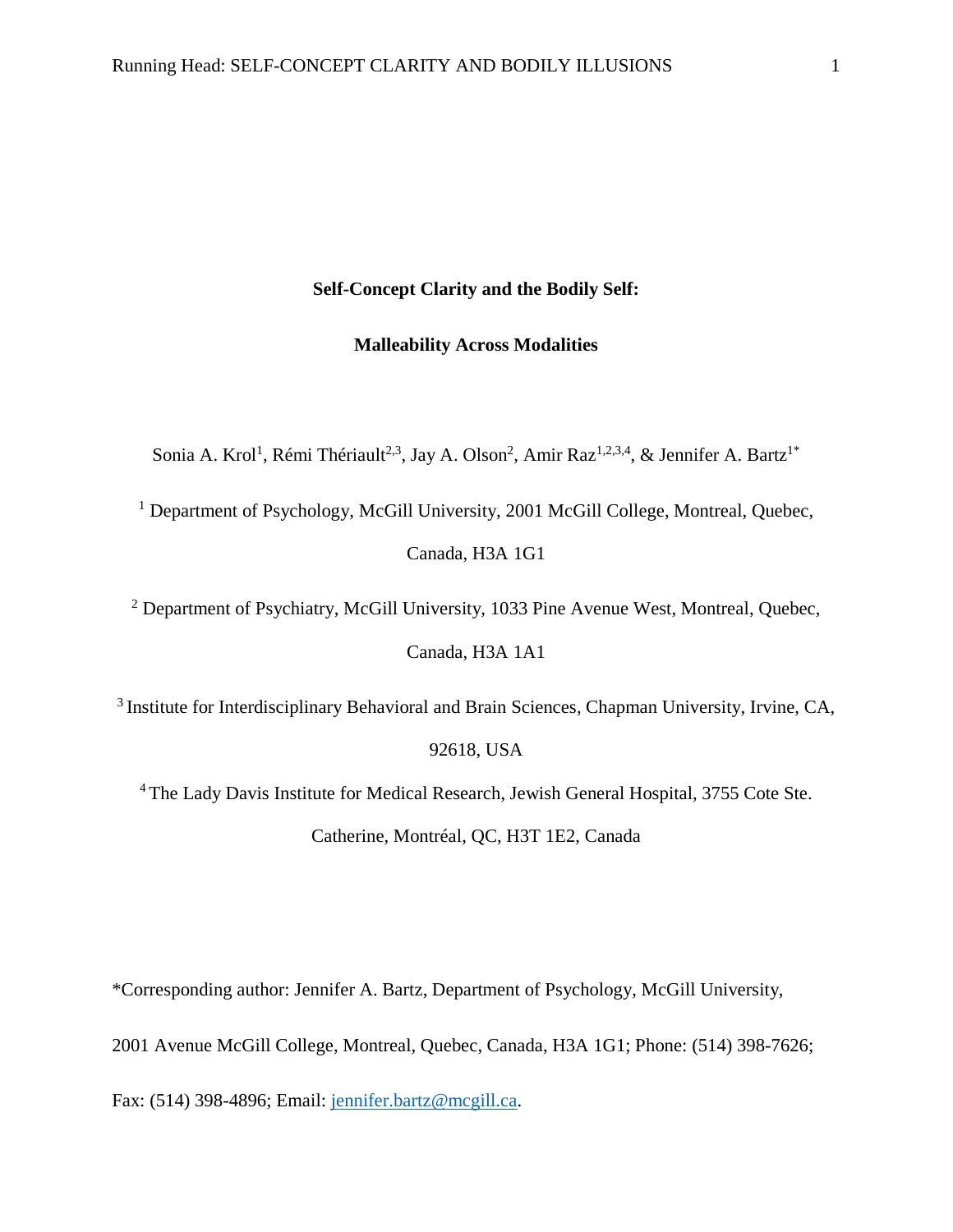**Self-Concept Clarity and the Bodily Self:**

**Malleability Across Modalities**

Sonia A. Krol[1], Rémi Thériault[2,3], Jay A. Olson[2], Amir Raz[1,2,3,4], & Jennifer A. Bartz[1*]

[1] Department of Psychology, McGill University, 2001 McGill College, Montreal, Quebec, Canada, H3A 1G1

[2] Department of Psychiatry, McGill University, 1033 Pine Avenue West, Montreal, Quebec, Canada, H3A 1A1

[3] Institute for Interdisciplinary Behavioral and Brain Sciences, Chapman University, Irvine, CA, 92618, USA

[4] The Lady Davis Institute for Medical Research, Jewish General Hospital, 3755 Cote Ste. Catherine, Montréal, QC, H3T 1E2, Canada

*Corresponding author: Jennifer A. Bartz, Department of Psychology, McGill University, 2001 Avenue McGill College, Montreal, Quebec, Canada, H3A 1G1; Phone: (514) 398-7626; Fax: (514) 398-4896; Email: jennifer.bartz@mcgill.ca.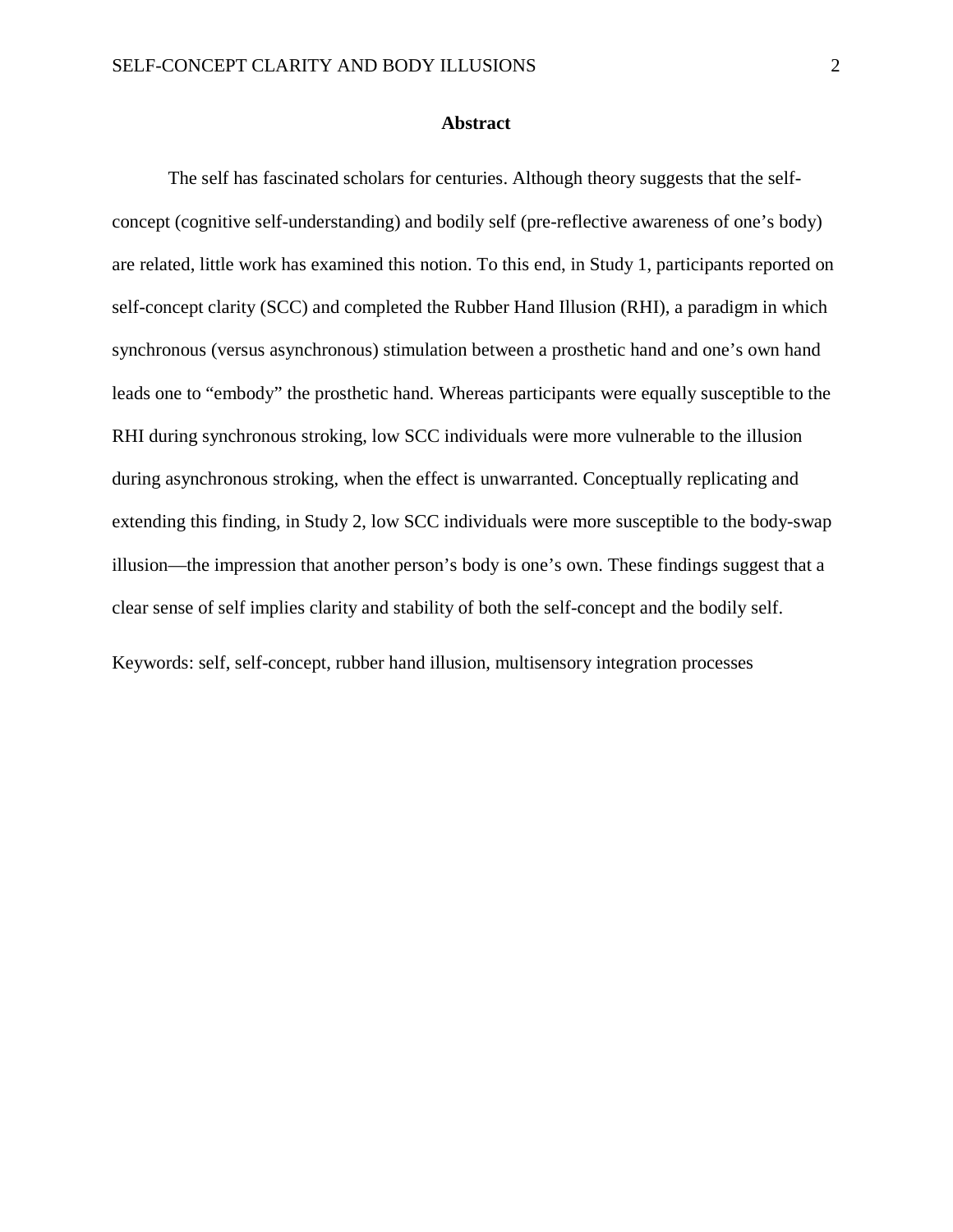## Abstract

The self has fascinated scholars for centuries. Although theory suggests that the self-concept (cognitive self-understanding) and bodily self (pre-reflective awareness of one's body) are related, little work has examined this notion. To this end, in Study 1, participants reported on self-concept clarity (SCC) and completed the Rubber Hand Illusion (RHI), a paradigm in which synchronous (versus asynchronous) stimulation between a prosthetic hand and one's own hand leads one to "embody" the prosthetic hand. Whereas participants were equally susceptible to the RHI during synchronous stroking, low SCC individuals were more vulnerable to the illusion during asynchronous stroking, when the effect is unwarranted. Conceptually replicating and extending this finding, in Study 2, low SCC individuals were more susceptible to the body-swap illusion—the impression that another person's body is one's own. These findings suggest that a clear sense of self implies clarity and stability of both the self-concept and the bodily self.

Keywords: self, self-concept, rubber hand illusion, multisensory integration processes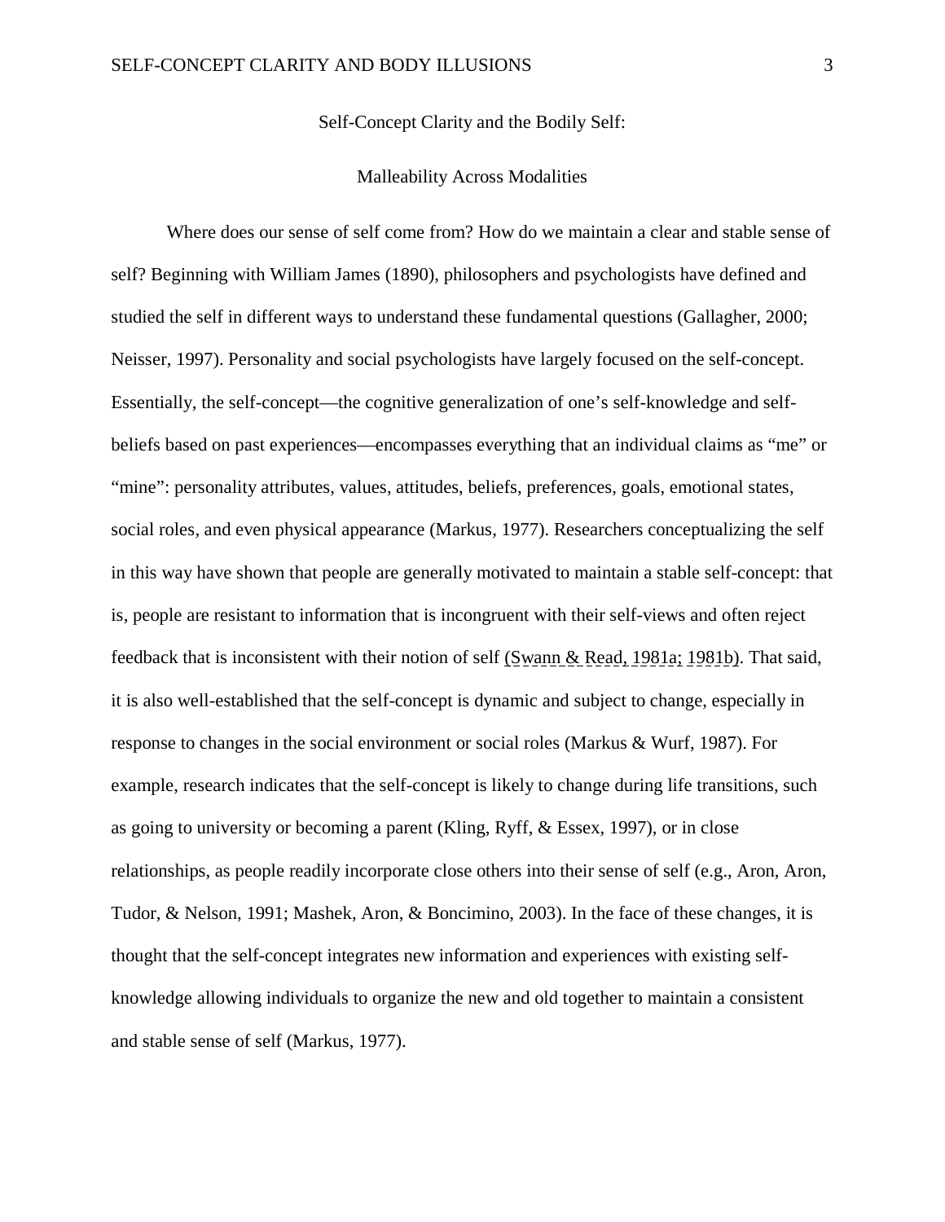Self-Concept Clarity and the Bodily Self:

Malleability Across Modalities

Where does our sense of self come from? How do we maintain a clear and stable sense of self? Beginning with William James (1890), philosophers and psychologists have defined and studied the self in different ways to understand these fundamental questions (Gallagher, 2000; Neisser, 1997). Personality and social psychologists have largely focused on the self-concept. Essentially, the self-concept—the cognitive generalization of one's self-knowledge and self-beliefs based on past experiences—encompasses everything that an individual claims as "me" or "mine": personality attributes, values, attitudes, beliefs, preferences, goals, emotional states, social roles, and even physical appearance (Markus, 1977). Researchers conceptualizing the self in this way have shown that people are generally motivated to maintain a stable self-concept: that is, people are resistant to information that is incongruent with their self-views and often reject feedback that is inconsistent with their notion of self (Swann & Read, 1981a; 1981b). That said, it is also well-established that the self-concept is dynamic and subject to change, especially in response to changes in the social environment or social roles (Markus & Wurf, 1987). For example, research indicates that the self-concept is likely to change during life transitions, such as going to university or becoming a parent (Kling, Ryff, & Essex, 1997), or in close relationships, as people readily incorporate close others into their sense of self (e.g., Aron, Aron, Tudor, & Nelson, 1991; Mashek, Aron, & Boncimino, 2003). In the face of these changes, it is thought that the self-concept integrates new information and experiences with existing self-knowledge allowing individuals to organize the new and old together to maintain a consistent and stable sense of self (Markus, 1977).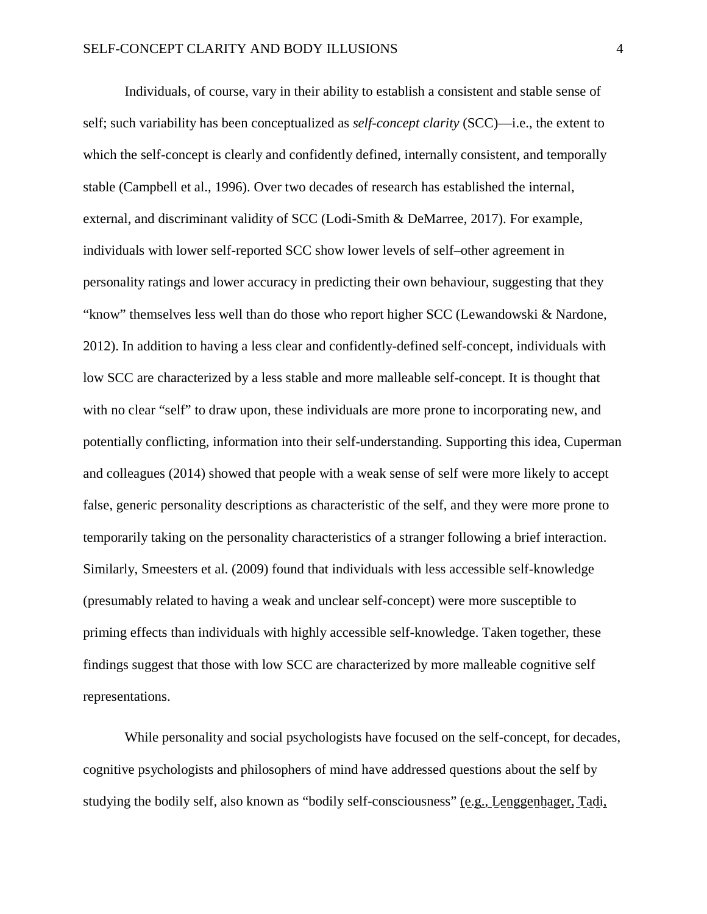Individuals, of course, vary in their ability to establish a consistent and stable sense of self; such variability has been conceptualized as *self-concept clarity* (SCC)—i.e., the extent to which the self-concept is clearly and confidently defined, internally consistent, and temporally stable (Campbell et al., 1996). Over two decades of research has established the internal, external, and discriminant validity of SCC (Lodi-Smith & DeMarree, 2017). For example, individuals with lower self-reported SCC show lower levels of self–other agreement in personality ratings and lower accuracy in predicting their own behaviour, suggesting that they "know" themselves less well than do those who report higher SCC (Lewandowski & Nardone, 2012). In addition to having a less clear and confidently-defined self-concept, individuals with low SCC are characterized by a less stable and more malleable self-concept. It is thought that with no clear "self" to draw upon, these individuals are more prone to incorporating new, and potentially conflicting, information into their self-understanding. Supporting this idea, Cuperman and colleagues (2014) showed that people with a weak sense of self were more likely to accept false, generic personality descriptions as characteristic of the self, and they were more prone to temporarily taking on the personality characteristics of a stranger following a brief interaction. Similarly, Smeesters et al. (2009) found that individuals with less accessible self-knowledge (presumably related to having a weak and unclear self-concept) were more susceptible to priming effects than individuals with highly accessible self-knowledge. Taken together, these findings suggest that those with low SCC are characterized by more malleable cognitive self representations.

While personality and social psychologists have focused on the self-concept, for decades, cognitive psychologists and philosophers of mind have addressed questions about the self by studying the bodily self, also known as "bodily self-consciousness" (e.g., Lenggenhager, Tadi,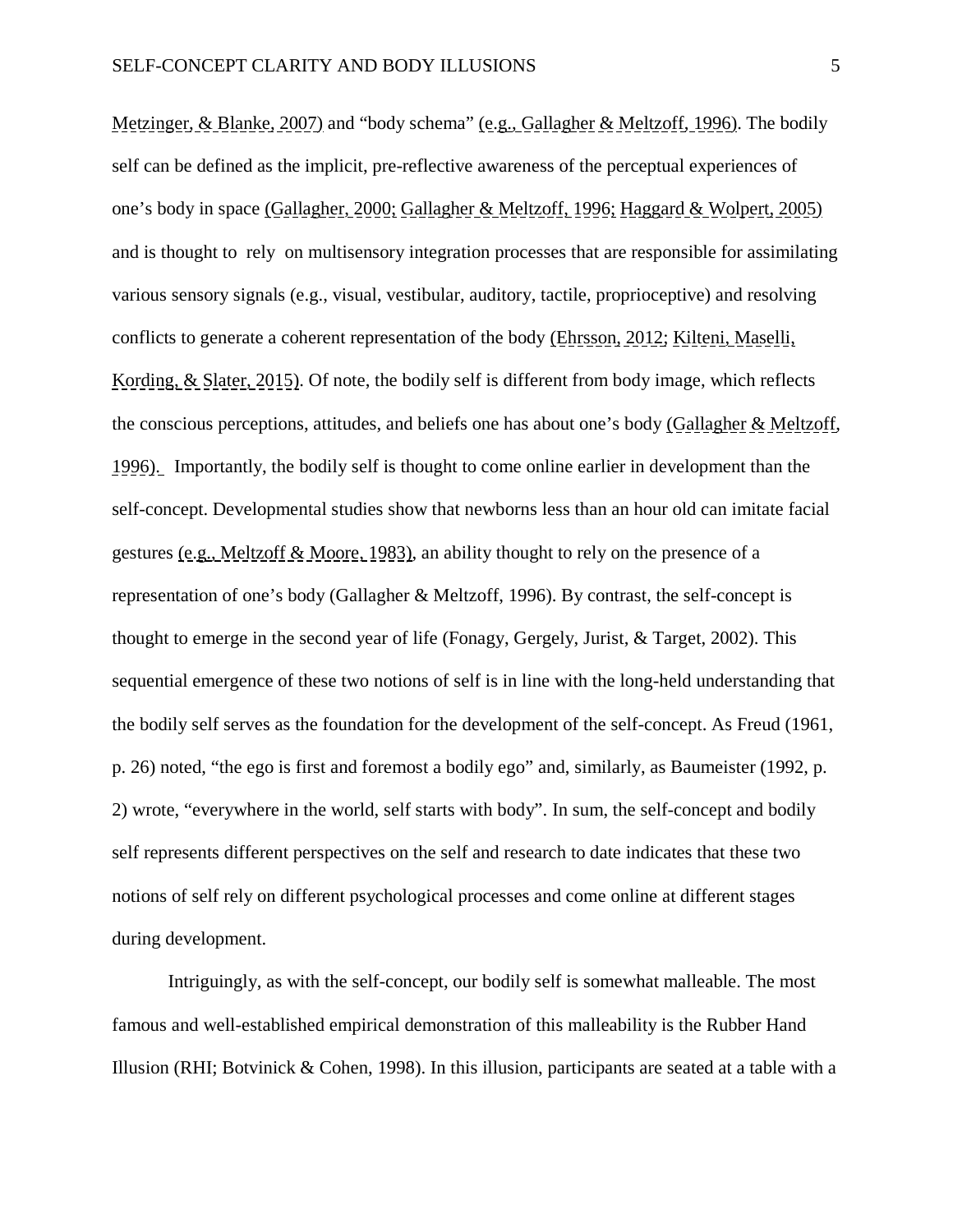Metzinger, & Blanke, 2007) and "body schema" (e.g., Gallagher & Meltzoff, 1996). The bodily self can be defined as the implicit, pre-reflective awareness of the perceptual experiences of one's body in space (Gallagher, 2000; Gallagher & Meltzoff, 1996; Haggard & Wolpert, 2005) and is thought to rely on multisensory integration processes that are responsible for assimilating various sensory signals (e.g., visual, vestibular, auditory, tactile, proprioceptive) and resolving conflicts to generate a coherent representation of the body (Ehrsson, 2012; Kilteni, Maselli, Kording, & Slater, 2015). Of note, the bodily self is different from body image, which reflects the conscious perceptions, attitudes, and beliefs one has about one's body (Gallagher & Meltzoff, 1996). Importantly, the bodily self is thought to come online earlier in development than the self-concept. Developmental studies show that newborns less than an hour old can imitate facial gestures (e.g., Meltzoff & Moore, 1983), an ability thought to rely on the presence of a representation of one's body (Gallagher & Meltzoff, 1996). By contrast, the self-concept is thought to emerge in the second year of life (Fonagy, Gergely, Jurist, & Target, 2002). This sequential emergence of these two notions of self is in line with the long-held understanding that the bodily self serves as the foundation for the development of the self-concept. As Freud (1961, p. 26) noted, "the ego is first and foremost a bodily ego" and, similarly, as Baumeister (1992, p. 2) wrote, "everywhere in the world, self starts with body". In sum, the self-concept and bodily self represents different perspectives on the self and research to date indicates that these two notions of self rely on different psychological processes and come online at different stages during development.

Intriguingly, as with the self-concept, our bodily self is somewhat malleable. The most famous and well-established empirical demonstration of this malleability is the Rubber Hand Illusion (RHI; Botvinick & Cohen, 1998). In this illusion, participants are seated at a table with a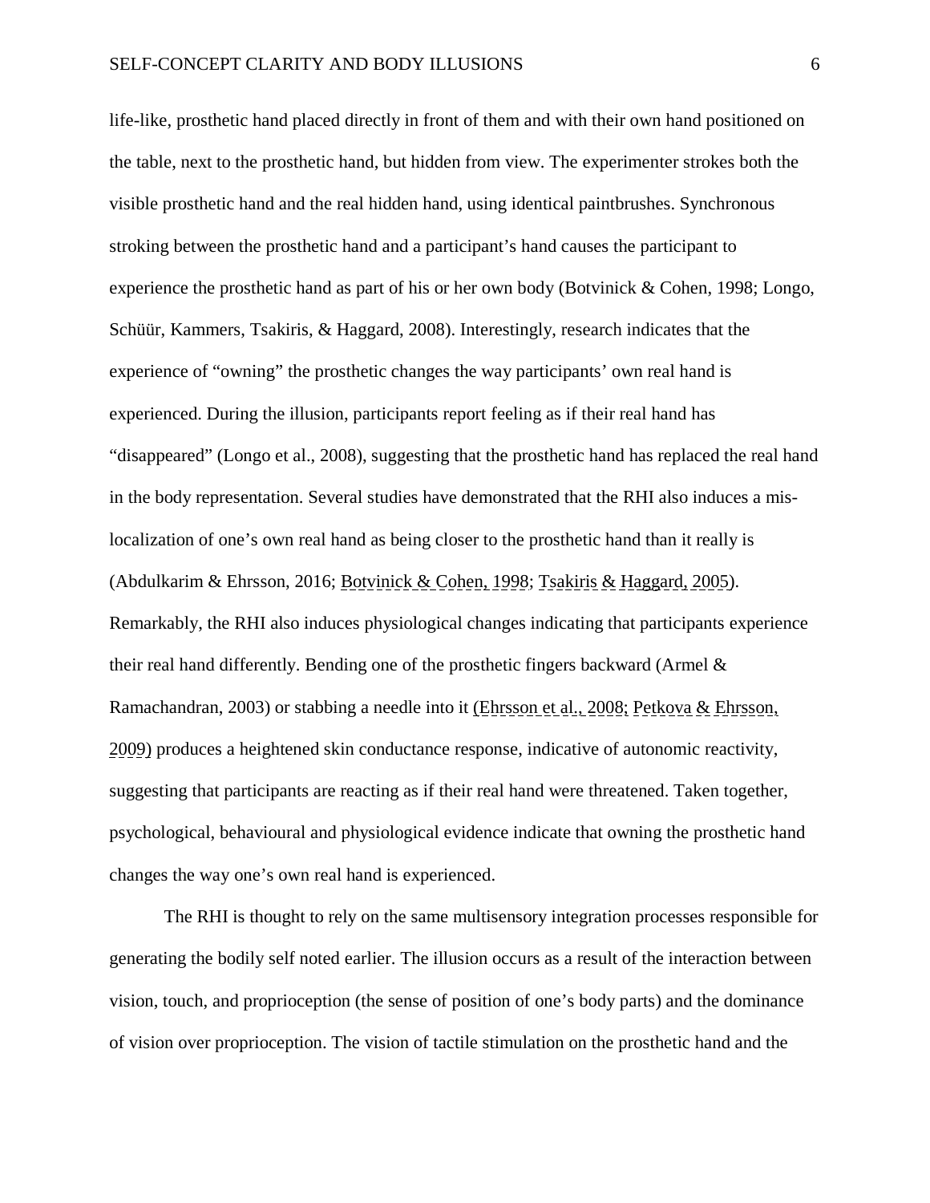life-like, prosthetic hand placed directly in front of them and with their own hand positioned on the table, next to the prosthetic hand, but hidden from view. The experimenter strokes both the visible prosthetic hand and the real hidden hand, using identical paintbrushes. Synchronous stroking between the prosthetic hand and a participant's hand causes the participant to experience the prosthetic hand as part of his or her own body (Botvinick & Cohen, 1998; Longo, Schüür, Kammers, Tsakiris, & Haggard, 2008). Interestingly, research indicates that the experience of "owning" the prosthetic changes the way participants' own real hand is experienced. During the illusion, participants report feeling as if their real hand has "disappeared" (Longo et al., 2008), suggesting that the prosthetic hand has replaced the real hand in the body representation. Several studies have demonstrated that the RHI also induces a mis-localization of one's own real hand as being closer to the prosthetic hand than it really is (Abdulkarim & Ehrsson, 2016; Botvinick & Cohen, 1998; Tsakiris & Haggard, 2005). Remarkably, the RHI also induces physiological changes indicating that participants experience their real hand differently. Bending one of the prosthetic fingers backward (Armel & Ramachandran, 2003) or stabbing a needle into it (Ehrsson et al., 2008; Petkova & Ehrsson, 2009) produces a heightened skin conductance response, indicative of autonomic reactivity, suggesting that participants are reacting as if their real hand were threatened. Taken together, psychological, behavioural and physiological evidence indicate that owning the prosthetic hand changes the way one's own real hand is experienced.

The RHI is thought to rely on the same multisensory integration processes responsible for generating the bodily self noted earlier. The illusion occurs as a result of the interaction between vision, touch, and proprioception (the sense of position of one's body parts) and the dominance of vision over proprioception. The vision of tactile stimulation on the prosthetic hand and the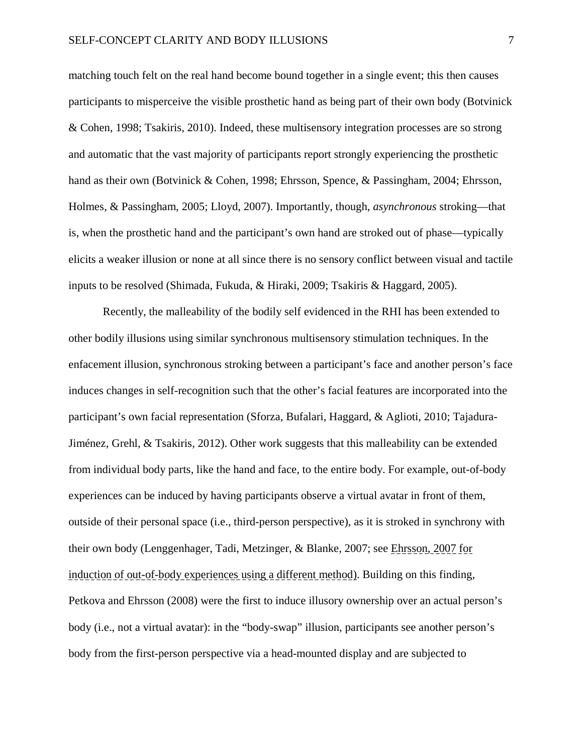matching touch felt on the real hand become bound together in a single event; this then causes participants to misperceive the visible prosthetic hand as being part of their own body (Botvinick & Cohen, 1998; Tsakiris, 2010). Indeed, these multisensory integration processes are so strong and automatic that the vast majority of participants report strongly experiencing the prosthetic hand as their own (Botvinick & Cohen, 1998; Ehrsson, Spence, & Passingham, 2004; Ehrsson, Holmes, & Passingham, 2005; Lloyd, 2007). Importantly, though, *asynchronous* stroking—that is, when the prosthetic hand and the participant's own hand are stroked out of phase—typically elicits a weaker illusion or none at all since there is no sensory conflict between visual and tactile inputs to be resolved (Shimada, Fukuda, & Hiraki, 2009; Tsakiris & Haggard, 2005).

Recently, the malleability of the bodily self evidenced in the RHI has been extended to other bodily illusions using similar synchronous multisensory stimulation techniques. In the enfacement illusion, synchronous stroking between a participant's face and another person's face induces changes in self-recognition such that the other's facial features are incorporated into the participant's own facial representation (Sforza, Bufalari, Haggard, & Aglioti, 2010; Tajadura-Jiménez, Grehl, & Tsakiris, 2012). Other work suggests that this malleability can be extended from individual body parts, like the hand and face, to the entire body. For example, out-of-body experiences can be induced by having participants observe a virtual avatar in front of them, outside of their personal space (i.e., third-person perspective), as it is stroked in synchrony with their own body (Lenggenhager, Tadi, Metzinger, & Blanke, 2007; see Ehrsson, 2007 for induction of out-of-body experiences using a different method). Building on this finding, Petkova and Ehrsson (2008) were the first to induce illusory ownership over an actual person's body (i.e., not a virtual avatar): in the "body-swap" illusion, participants see another person's body from the first-person perspective via a head-mounted display and are subjected to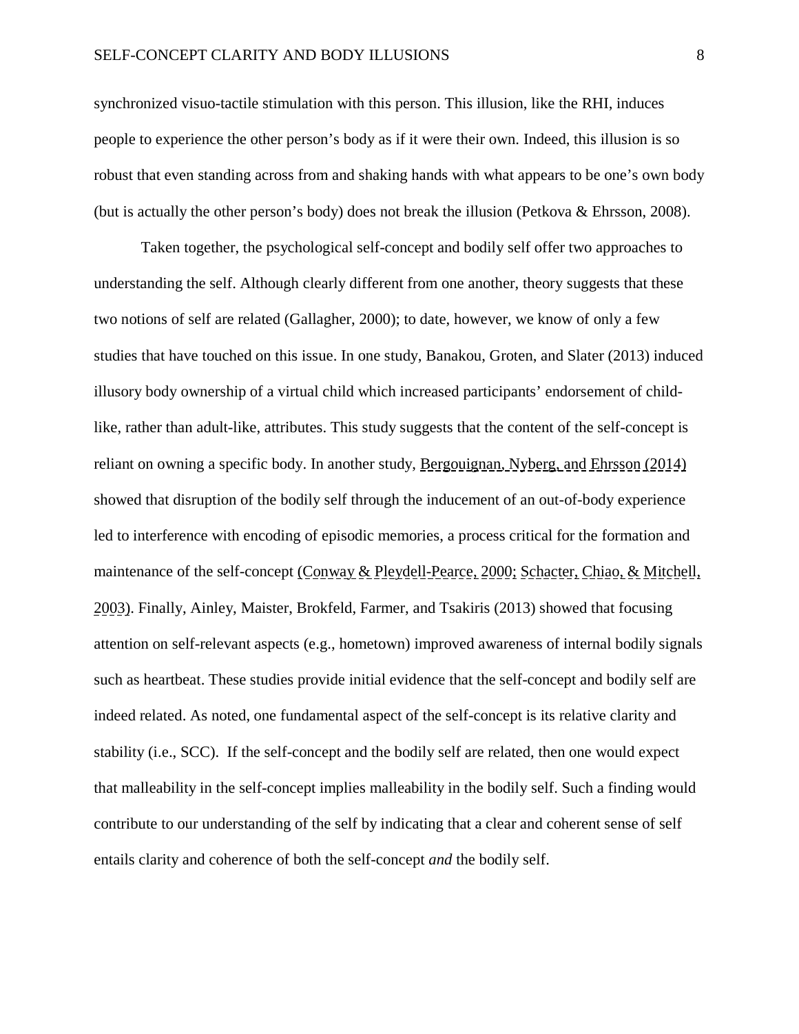synchronized visuo-tactile stimulation with this person. This illusion, like the RHI, induces people to experience the other person's body as if it were their own. Indeed, this illusion is so robust that even standing across from and shaking hands with what appears to be one's own body (but is actually the other person's body) does not break the illusion (Petkova & Ehrsson, 2008).

Taken together, the psychological self-concept and bodily self offer two approaches to understanding the self. Although clearly different from one another, theory suggests that these two notions of self are related (Gallagher, 2000); to date, however, we know of only a few studies that have touched on this issue. In one study, Banakou, Groten, and Slater (2013) induced illusory body ownership of a virtual child which increased participants' endorsement of child-like, rather than adult-like, attributes. This study suggests that the content of the self-concept is reliant on owning a specific body. In another study, Bergouignan, Nyberg, and Ehrsson (2014) showed that disruption of the bodily self through the inducement of an out-of-body experience led to interference with encoding of episodic memories, a process critical for the formation and maintenance of the self-concept (Conway & Pleydell-Pearce, 2000; Schacter, Chiao, & Mitchell, 2003). Finally, Ainley, Maister, Brokfeld, Farmer, and Tsakiris (2013) showed that focusing attention on self-relevant aspects (e.g., hometown) improved awareness of internal bodily signals such as heartbeat. These studies provide initial evidence that the self-concept and bodily self are indeed related. As noted, one fundamental aspect of the self-concept is its relative clarity and stability (i.e., SCC). If the self-concept and the bodily self are related, then one would expect that malleability in the self-concept implies malleability in the bodily self. Such a finding would contribute to our understanding of the self by indicating that a clear and coherent sense of self entails clarity and coherence of both the self-concept *and* the bodily self.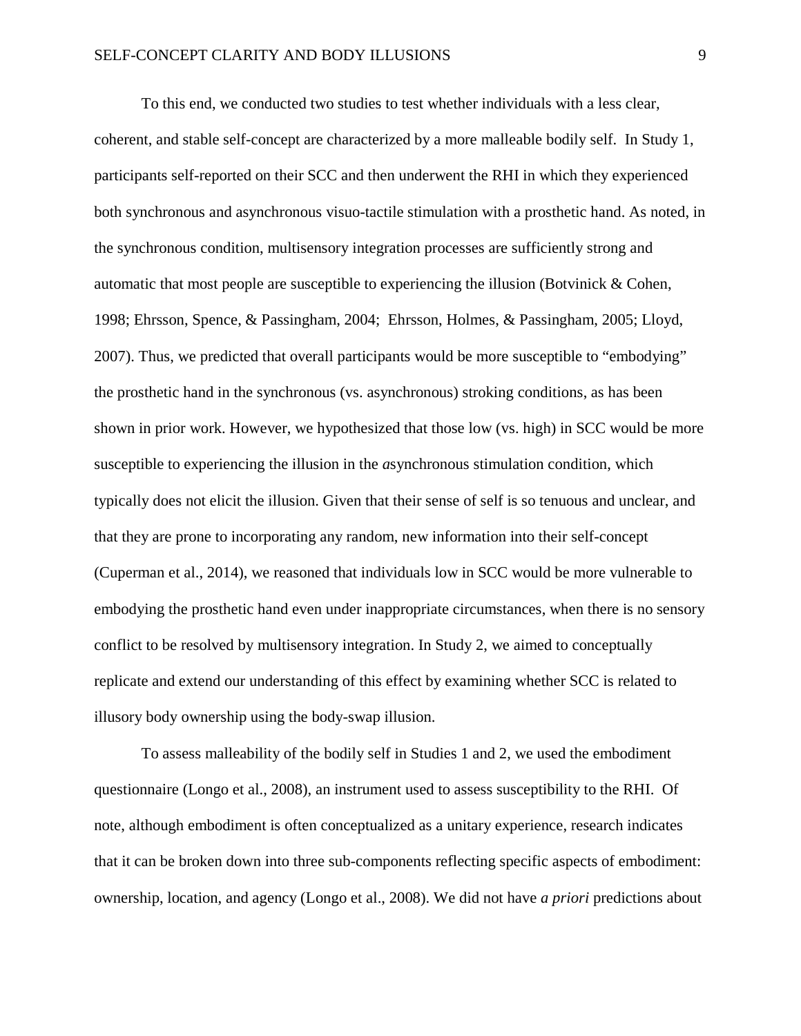To this end, we conducted two studies to test whether individuals with a less clear, coherent, and stable self-concept are characterized by a more malleable bodily self. In Study 1, participants self-reported on their SCC and then underwent the RHI in which they experienced both synchronous and asynchronous visuo-tactile stimulation with a prosthetic hand. As noted, in the synchronous condition, multisensory integration processes are sufficiently strong and automatic that most people are susceptible to experiencing the illusion (Botvinick & Cohen, 1998; Ehrsson, Spence, & Passingham, 2004; Ehrsson, Holmes, & Passingham, 2005; Lloyd, 2007). Thus, we predicted that overall participants would be more susceptible to "embodying" the prosthetic hand in the synchronous (vs. asynchronous) stroking conditions, as has been shown in prior work. However, we hypothesized that those low (vs. high) in SCC would be more susceptible to experiencing the illusion in the *a*synchronous stimulation condition, which typically does not elicit the illusion. Given that their sense of self is so tenuous and unclear, and that they are prone to incorporating any random, new information into their self-concept (Cuperman et al., 2014), we reasoned that individuals low in SCC would be more vulnerable to embodying the prosthetic hand even under inappropriate circumstances, when there is no sensory conflict to be resolved by multisensory integration. In Study 2, we aimed to conceptually replicate and extend our understanding of this effect by examining whether SCC is related to illusory body ownership using the body-swap illusion.

To assess malleability of the bodily self in Studies 1 and 2, we used the embodiment questionnaire (Longo et al., 2008), an instrument used to assess susceptibility to the RHI. Of note, although embodiment is often conceptualized as a unitary experience, research indicates that it can be broken down into three sub-components reflecting specific aspects of embodiment: ownership, location, and agency (Longo et al., 2008). We did not have *a priori* predictions about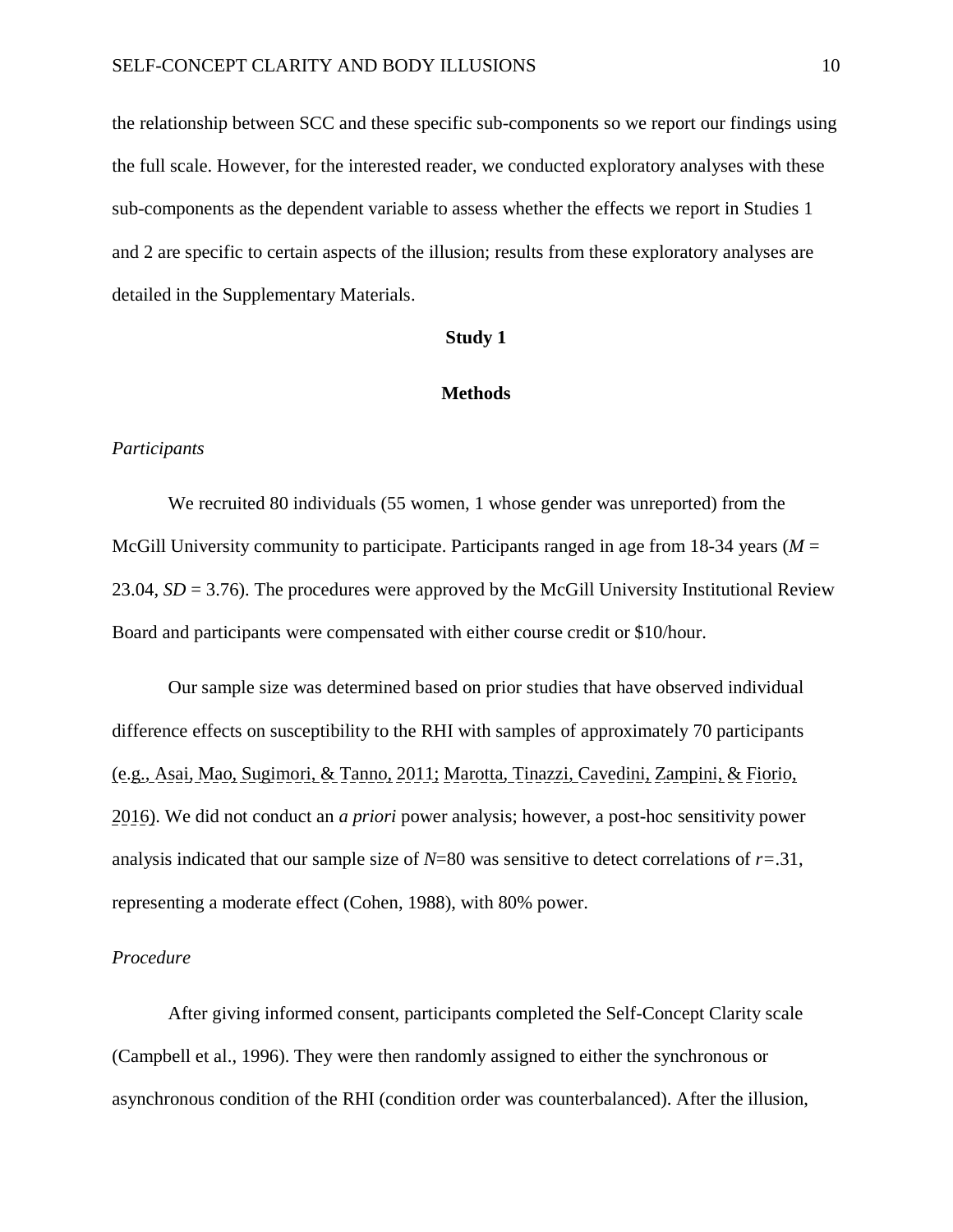the relationship between SCC and these specific sub-components so we report our findings using the full scale. However, for the interested reader, we conducted exploratory analyses with these sub-components as the dependent variable to assess whether the effects we report in Studies 1 and 2 are specific to certain aspects of the illusion; results from these exploratory analyses are detailed in the Supplementary Materials.

## Study 1

### Methods

*Participants*

We recruited 80 individuals (55 women, 1 whose gender was unreported) from the McGill University community to participate. Participants ranged in age from 18-34 years ($M$ = 23.04, $SD$ = 3.76). The procedures were approved by the McGill University Institutional Review Board and participants were compensated with either course credit or $10/hour.

Our sample size was determined based on prior studies that have observed individual difference effects on susceptibility to the RHI with samples of approximately 70 participants (e.g., Asai, Mao, Sugimori, & Tanno, 2011; Marotta, Tinazzi, Cavedini, Zampini, & Fiorio, 2016). We did not conduct an *a priori* power analysis; however, a post-hoc sensitivity power analysis indicated that our sample size of $N$=80 was sensitive to detect correlations of $r$=.31, representing a moderate effect (Cohen, 1988), with 80% power.

*Procedure*

After giving informed consent, participants completed the Self-Concept Clarity scale (Campbell et al., 1996). They were then randomly assigned to either the synchronous or asynchronous condition of the RHI (condition order was counterbalanced). After the illusion,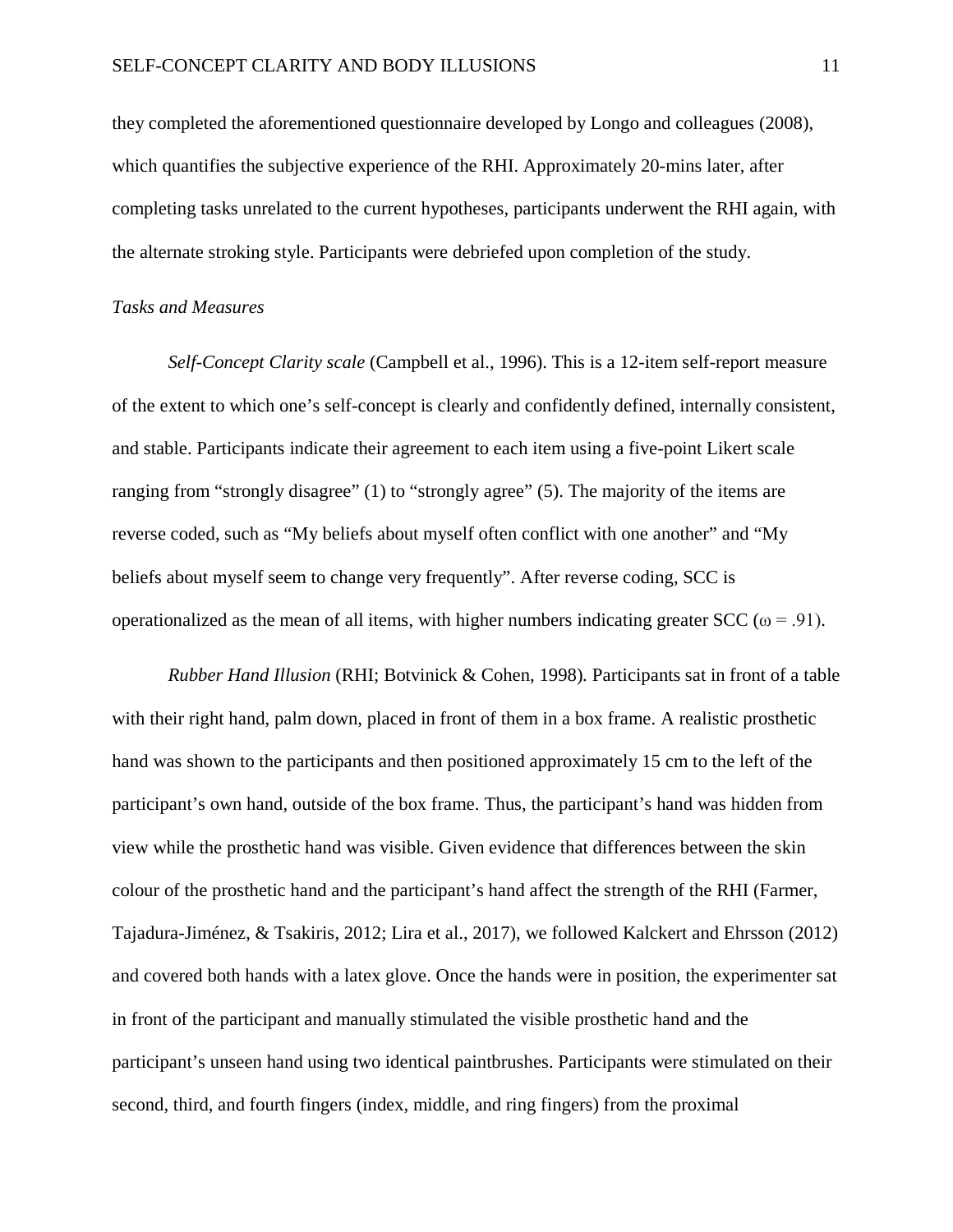they completed the aforementioned questionnaire developed by Longo and colleagues (2008), which quantifies the subjective experience of the RHI. Approximately 20-mins later, after completing tasks unrelated to the current hypotheses, participants underwent the RHI again, with the alternate stroking style. Participants were debriefed upon completion of the study.

### *Tasks and Measures*

*Self-Concept Clarity scale* (Campbell et al., 1996). This is a 12-item self-report measure of the extent to which one's self-concept is clearly and confidently defined, internally consistent, and stable. Participants indicate their agreement to each item using a five-point Likert scale ranging from "strongly disagree" (1) to "strongly agree" (5). The majority of the items are reverse coded, such as "My beliefs about myself often conflict with one another" and "My beliefs about myself seem to change very frequently". After reverse coding, SCC is operationalized as the mean of all items, with higher numbers indicating greater SCC ($\omega = .91$).

*Rubber Hand Illusion* (RHI; Botvinick & Cohen, 1998). Participants sat in front of a table with their right hand, palm down, placed in front of them in a box frame. A realistic prosthetic hand was shown to the participants and then positioned approximately 15 cm to the left of the participant's own hand, outside of the box frame. Thus, the participant's hand was hidden from view while the prosthetic hand was visible. Given evidence that differences between the skin colour of the prosthetic hand and the participant's hand affect the strength of the RHI (Farmer, Tajadura-Jiménez, & Tsakiris, 2012; Lira et al., 2017), we followed Kalckert and Ehrsson (2012) and covered both hands with a latex glove. Once the hands were in position, the experimenter sat in front of the participant and manually stimulated the visible prosthetic hand and the participant's unseen hand using two identical paintbrushes. Participants were stimulated on their second, third, and fourth fingers (index, middle, and ring fingers) from the proximal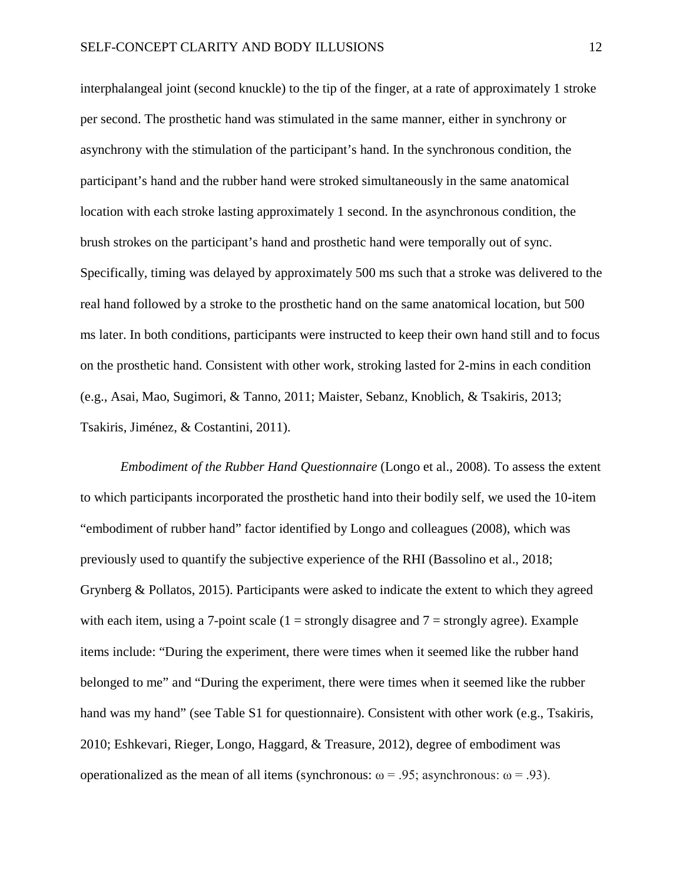interphalangeal joint (second knuckle) to the tip of the finger, at a rate of approximately 1 stroke per second. The prosthetic hand was stimulated in the same manner, either in synchrony or asynchrony with the stimulation of the participant's hand. In the synchronous condition, the participant's hand and the rubber hand were stroked simultaneously in the same anatomical location with each stroke lasting approximately 1 second. In the asynchronous condition, the brush strokes on the participant's hand and prosthetic hand were temporally out of sync. Specifically, timing was delayed by approximately 500 ms such that a stroke was delivered to the real hand followed by a stroke to the prosthetic hand on the same anatomical location, but 500 ms later. In both conditions, participants were instructed to keep their own hand still and to focus on the prosthetic hand. Consistent with other work, stroking lasted for 2-mins in each condition (e.g., Asai, Mao, Sugimori, & Tanno, 2011; Maister, Sebanz, Knoblich, & Tsakiris, 2013; Tsakiris, Jiménez, & Costantini, 2011).

*Embodiment of the Rubber Hand Questionnaire* (Longo et al., 2008). To assess the extent to which participants incorporated the prosthetic hand into their bodily self, we used the 10-item "embodiment of rubber hand" factor identified by Longo and colleagues (2008), which was previously used to quantify the subjective experience of the RHI (Bassolino et al., 2018; Grynberg & Pollatos, 2015). Participants were asked to indicate the extent to which they agreed with each item, using a 7-point scale (1 = strongly disagree and 7 = strongly agree). Example items include: "During the experiment, there were times when it seemed like the rubber hand belonged to me" and "During the experiment, there were times when it seemed like the rubber hand was my hand" (see Table S1 for questionnaire). Consistent with other work (e.g., Tsakiris, 2010; Eshkevari, Rieger, Longo, Haggard, & Treasure, 2012), degree of embodiment was operationalized as the mean of all items (synchronous: $\omega = .95$; asynchronous: $\omega = .93$).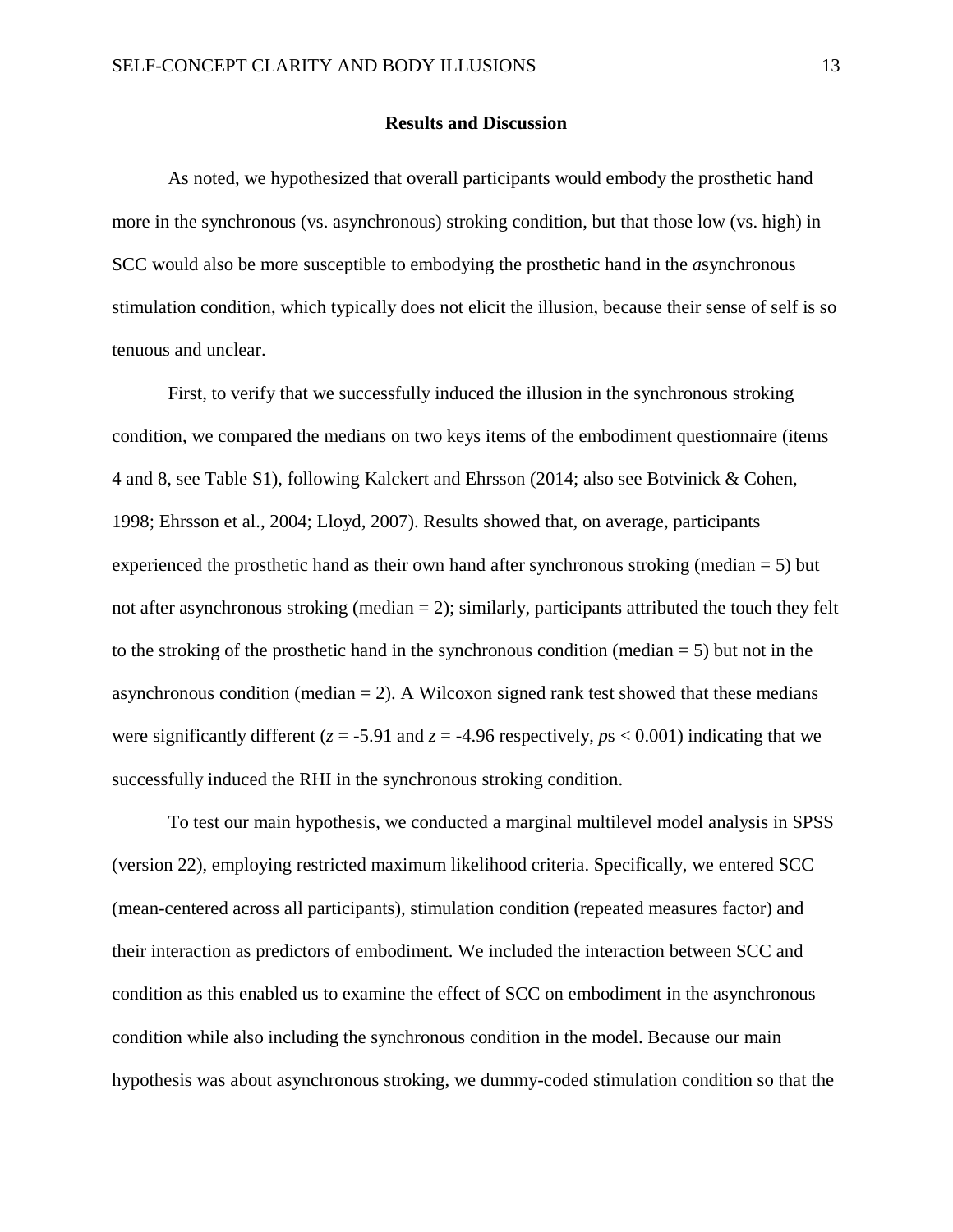## Results and Discussion

As noted, we hypothesized that overall participants would embody the prosthetic hand more in the synchronous (vs. asynchronous) stroking condition, but that those low (vs. high) in SCC would also be more susceptible to embodying the prosthetic hand in the *a*synchronous stimulation condition, which typically does not elicit the illusion, because their sense of self is so tenuous and unclear.

First, to verify that we successfully induced the illusion in the synchronous stroking condition, we compared the medians on two keys items of the embodiment questionnaire (items 4 and 8, see Table S1), following Kalckert and Ehrsson (2014; also see Botvinick & Cohen, 1998; Ehrsson et al., 2004; Lloyd, 2007). Results showed that, on average, participants experienced the prosthetic hand as their own hand after synchronous stroking (median = 5) but not after asynchronous stroking (median = 2); similarly, participants attributed the touch they felt to the stroking of the prosthetic hand in the synchronous condition (median = 5) but not in the asynchronous condition (median = 2). A Wilcoxon signed rank test showed that these medians were significantly different ($z = -5.91$ and $z = -4.96$ respectively, $p$s $< 0.001$) indicating that we successfully induced the RHI in the synchronous stroking condition.

To test our main hypothesis, we conducted a marginal multilevel model analysis in SPSS (version 22), employing restricted maximum likelihood criteria. Specifically, we entered SCC (mean-centered across all participants), stimulation condition (repeated measures factor) and their interaction as predictors of embodiment. We included the interaction between SCC and condition as this enabled us to examine the effect of SCC on embodiment in the asynchronous condition while also including the synchronous condition in the model. Because our main hypothesis was about asynchronous stroking, we dummy-coded stimulation condition so that the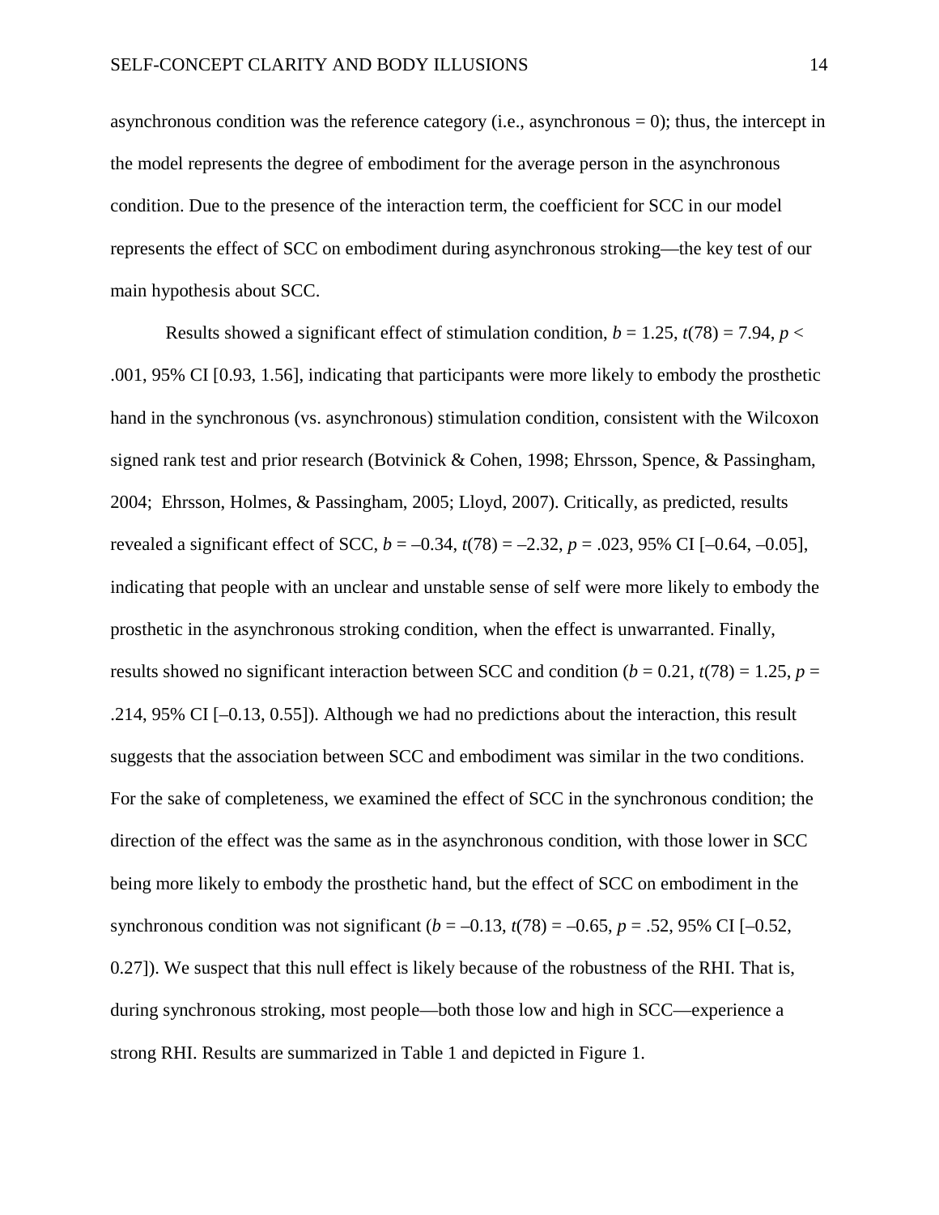asynchronous condition was the reference category (i.e., asynchronous = 0); thus, the intercept in the model represents the degree of embodiment for the average person in the asynchronous condition. Due to the presence of the interaction term, the coefficient for SCC in our model represents the effect of SCC on embodiment during asynchronous stroking—the key test of our main hypothesis about SCC.

Results showed a significant effect of stimulation condition, $b = 1.25$, $t(78) = 7.94$, $p < .001$, 95% CI [0.93, 1.56], indicating that participants were more likely to embody the prosthetic hand in the synchronous (vs. asynchronous) stimulation condition, consistent with the Wilcoxon signed rank test and prior research (Botvinick & Cohen, 1998; Ehrsson, Spence, & Passingham, 2004; Ehrsson, Holmes, & Passingham, 2005; Lloyd, 2007). Critically, as predicted, results revealed a significant effect of SCC, $b = -0.34$, $t(78) = -2.32$, $p = .023$, 95% CI [–0.64, –0.05], indicating that people with an unclear and unstable sense of self were more likely to embody the prosthetic in the asynchronous stroking condition, when the effect is unwarranted. Finally, results showed no significant interaction between SCC and condition ($b = 0.21$, $t(78) = 1.25$, $p = .214$, 95% CI [–0.13, 0.55]). Although we had no predictions about the interaction, this result suggests that the association between SCC and embodiment was similar in the two conditions. For the sake of completeness, we examined the effect of SCC in the synchronous condition; the direction of the effect was the same as in the asynchronous condition, with those lower in SCC being more likely to embody the prosthetic hand, but the effect of SCC on embodiment in the synchronous condition was not significant ($b = -0.13$, $t(78) = -0.65$, $p = .52$, 95% CI [–0.52, 0.27]). We suspect that this null effect is likely because of the robustness of the RHI. That is, during synchronous stroking, most people—both those low and high in SCC—experience a strong RHI. Results are summarized in Table 1 and depicted in Figure 1.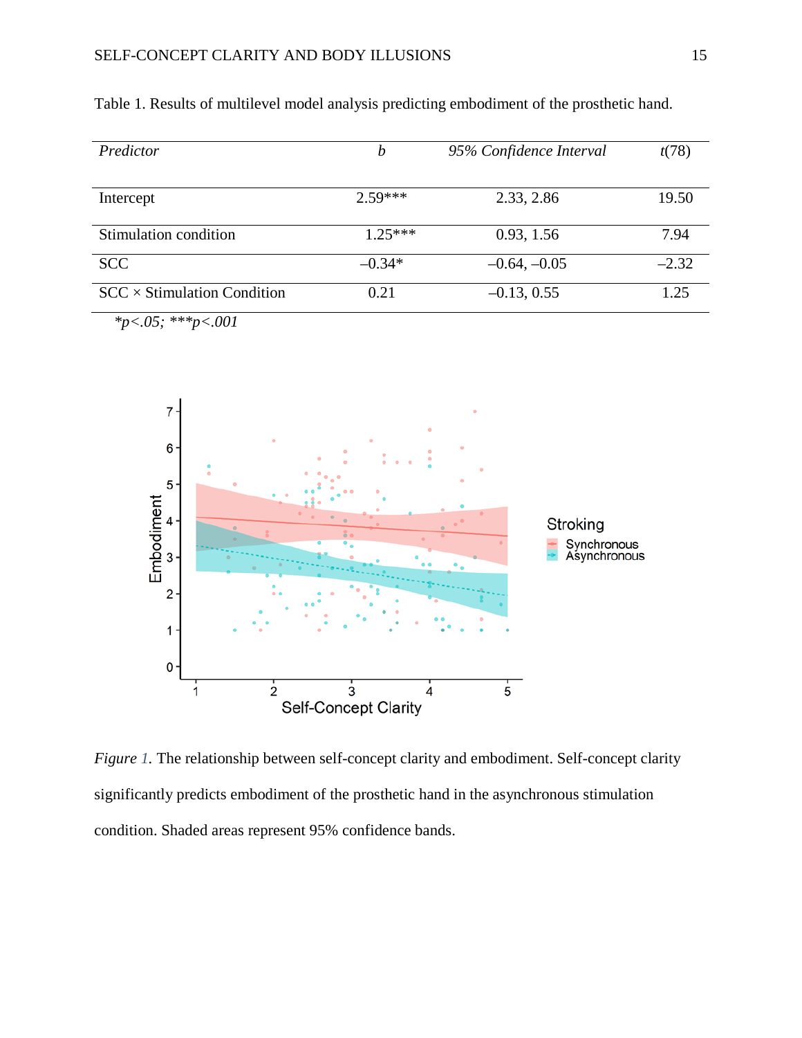Table 1. Results of multilevel model analysis predicting embodiment of the prosthetic hand.

| *Predictor* | *b* | *95% Confidence Interval* | *t*(78) |
|---|---|---|---|
| Intercept | 2.59*** | 2.33, 2.86 | 19.50 |
| Stimulation condition | 1.25*** | 0.93, 1.56 | 7.94 |
| SCC | –0.34* | –0.64, –0.05 | –2.32 |
| SCC × Stimulation Condition | 0.21 | –0.13, 0.55 | 1.25 |

**p*<.05; ****p*<.001*

*Figure 1.* The relationship between self-concept clarity and embodiment. Self-concept clarity significantly predicts embodiment of the prosthetic hand in the asynchronous stimulation condition. Shaded areas represent 95% confidence bands.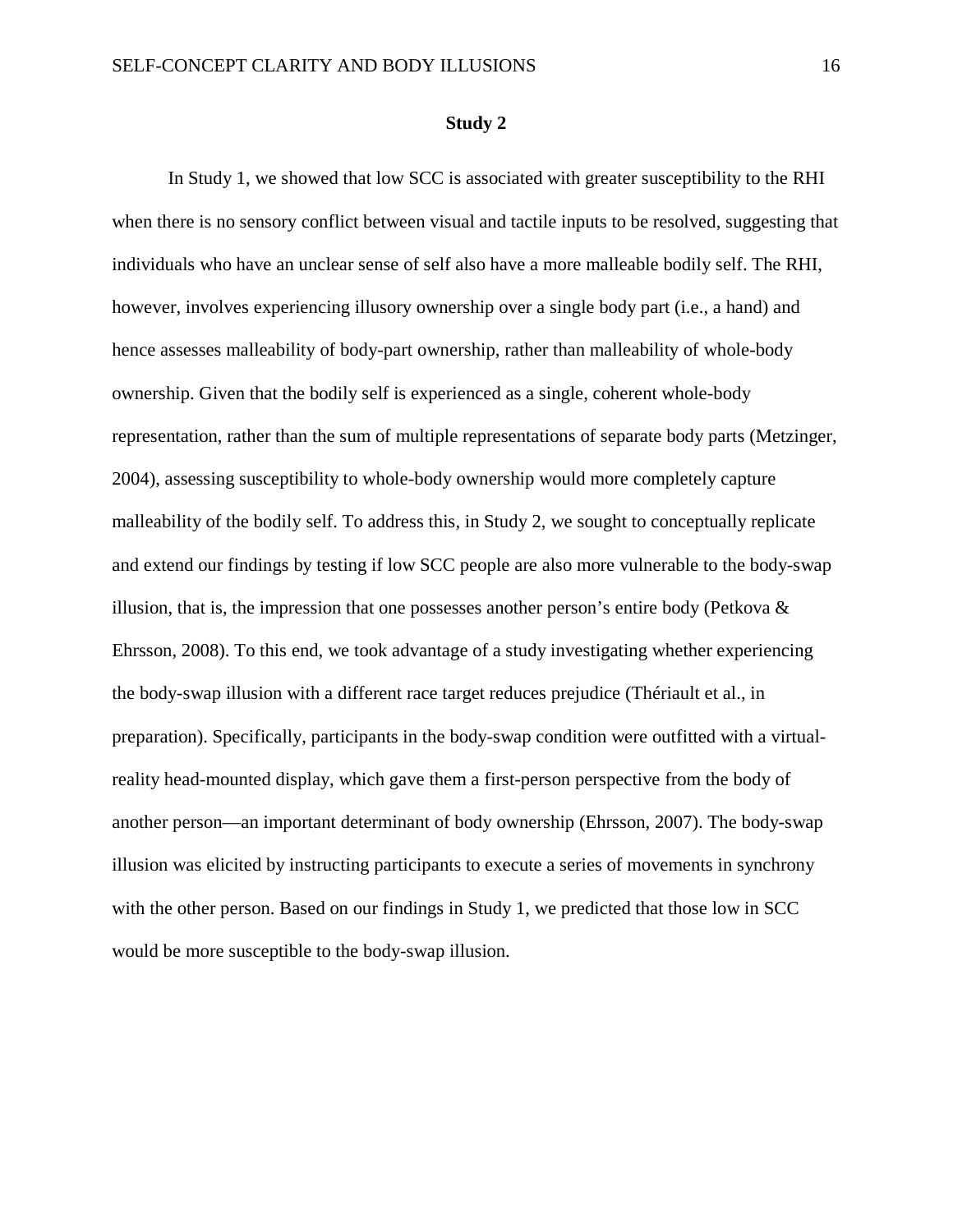## Study 2

In Study 1, we showed that low SCC is associated with greater susceptibility to the RHI when there is no sensory conflict between visual and tactile inputs to be resolved, suggesting that individuals who have an unclear sense of self also have a more malleable bodily self. The RHI, however, involves experiencing illusory ownership over a single body part (i.e., a hand) and hence assesses malleability of body-part ownership, rather than malleability of whole-body ownership. Given that the bodily self is experienced as a single, coherent whole-body representation, rather than the sum of multiple representations of separate body parts (Metzinger, 2004), assessing susceptibility to whole-body ownership would more completely capture malleability of the bodily self. To address this, in Study 2, we sought to conceptually replicate and extend our findings by testing if low SCC people are also more vulnerable to the body-swap illusion, that is, the impression that one possesses another person's entire body (Petkova & Ehrsson, 2008). To this end, we took advantage of a study investigating whether experiencing the body-swap illusion with a different race target reduces prejudice (Thériault et al., in preparation). Specifically, participants in the body-swap condition were outfitted with a virtual-reality head-mounted display, which gave them a first-person perspective from the body of another person—an important determinant of body ownership (Ehrsson, 2007). The body-swap illusion was elicited by instructing participants to execute a series of movements in synchrony with the other person. Based on our findings in Study 1, we predicted that those low in SCC would be more susceptible to the body-swap illusion.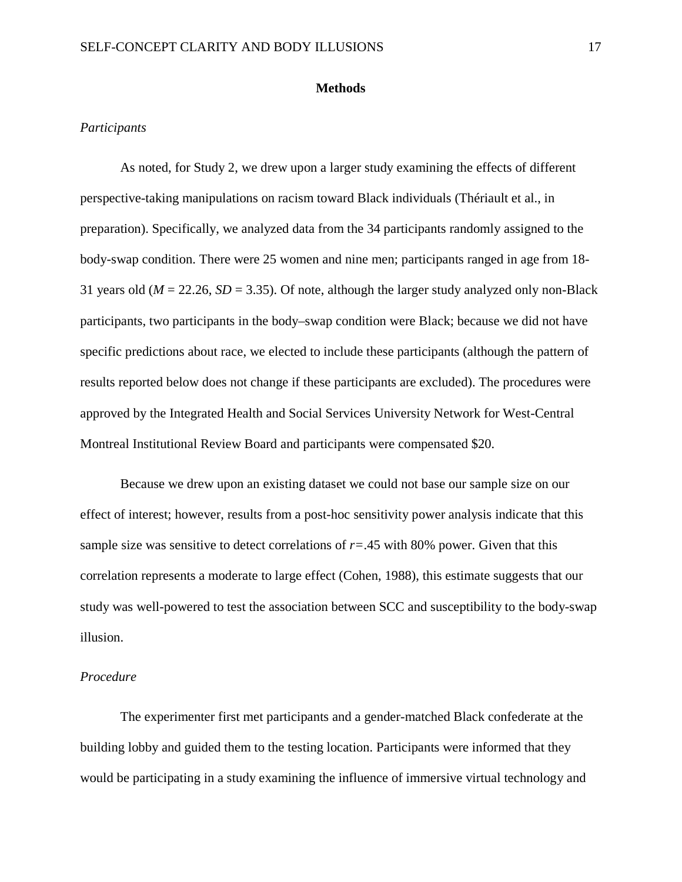## Methods

### *Participants*

As noted, for Study 2, we drew upon a larger study examining the effects of different perspective-taking manipulations on racism toward Black individuals (Thériault et al., in preparation). Specifically, we analyzed data from the 34 participants randomly assigned to the body-swap condition. There were 25 women and nine men; participants ranged in age from 18-31 years old ($M$ = 22.26, $SD$ = 3.35). Of note, although the larger study analyzed only non-Black participants, two participants in the body–swap condition were Black; because we did not have specific predictions about race, we elected to include these participants (although the pattern of results reported below does not change if these participants are excluded). The procedures were approved by the Integrated Health and Social Services University Network for West-Central Montreal Institutional Review Board and participants were compensated $20.

Because we drew upon an existing dataset we could not base our sample size on our effect of interest; however, results from a post-hoc sensitivity power analysis indicate that this sample size was sensitive to detect correlations of $r$=.45 with 80% power. Given that this correlation represents a moderate to large effect (Cohen, 1988), this estimate suggests that our study was well-powered to test the association between SCC and susceptibility to the body-swap illusion.

### *Procedure*

The experimenter first met participants and a gender-matched Black confederate at the building lobby and guided them to the testing location. Participants were informed that they would be participating in a study examining the influence of immersive virtual technology and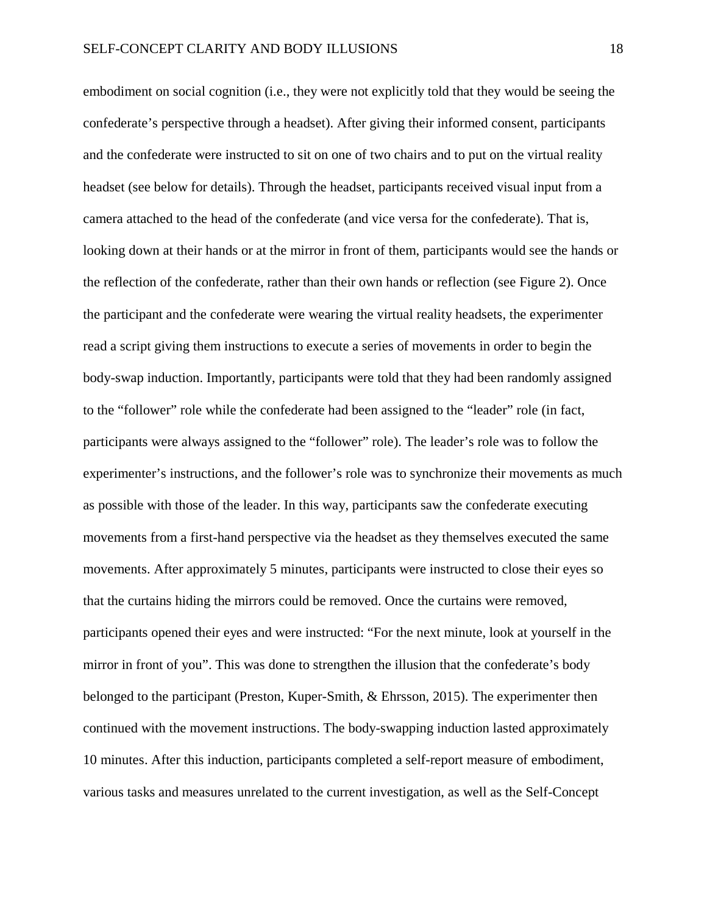embodiment on social cognition (i.e., they were not explicitly told that they would be seeing the confederate's perspective through a headset). After giving their informed consent, participants and the confederate were instructed to sit on one of two chairs and to put on the virtual reality headset (see below for details). Through the headset, participants received visual input from a camera attached to the head of the confederate (and vice versa for the confederate). That is, looking down at their hands or at the mirror in front of them, participants would see the hands or the reflection of the confederate, rather than their own hands or reflection (see Figure 2). Once the participant and the confederate were wearing the virtual reality headsets, the experimenter read a script giving them instructions to execute a series of movements in order to begin the body-swap induction. Importantly, participants were told that they had been randomly assigned to the "follower" role while the confederate had been assigned to the "leader" role (in fact, participants were always assigned to the "follower" role). The leader's role was to follow the experimenter's instructions, and the follower's role was to synchronize their movements as much as possible with those of the leader. In this way, participants saw the confederate executing movements from a first-hand perspective via the headset as they themselves executed the same movements. After approximately 5 minutes, participants were instructed to close their eyes so that the curtains hiding the mirrors could be removed. Once the curtains were removed, participants opened their eyes and were instructed: "For the next minute, look at yourself in the mirror in front of you". This was done to strengthen the illusion that the confederate's body belonged to the participant (Preston, Kuper-Smith, & Ehrsson, 2015). The experimenter then continued with the movement instructions. The body-swapping induction lasted approximately 10 minutes. After this induction, participants completed a self-report measure of embodiment, various tasks and measures unrelated to the current investigation, as well as the Self-Concept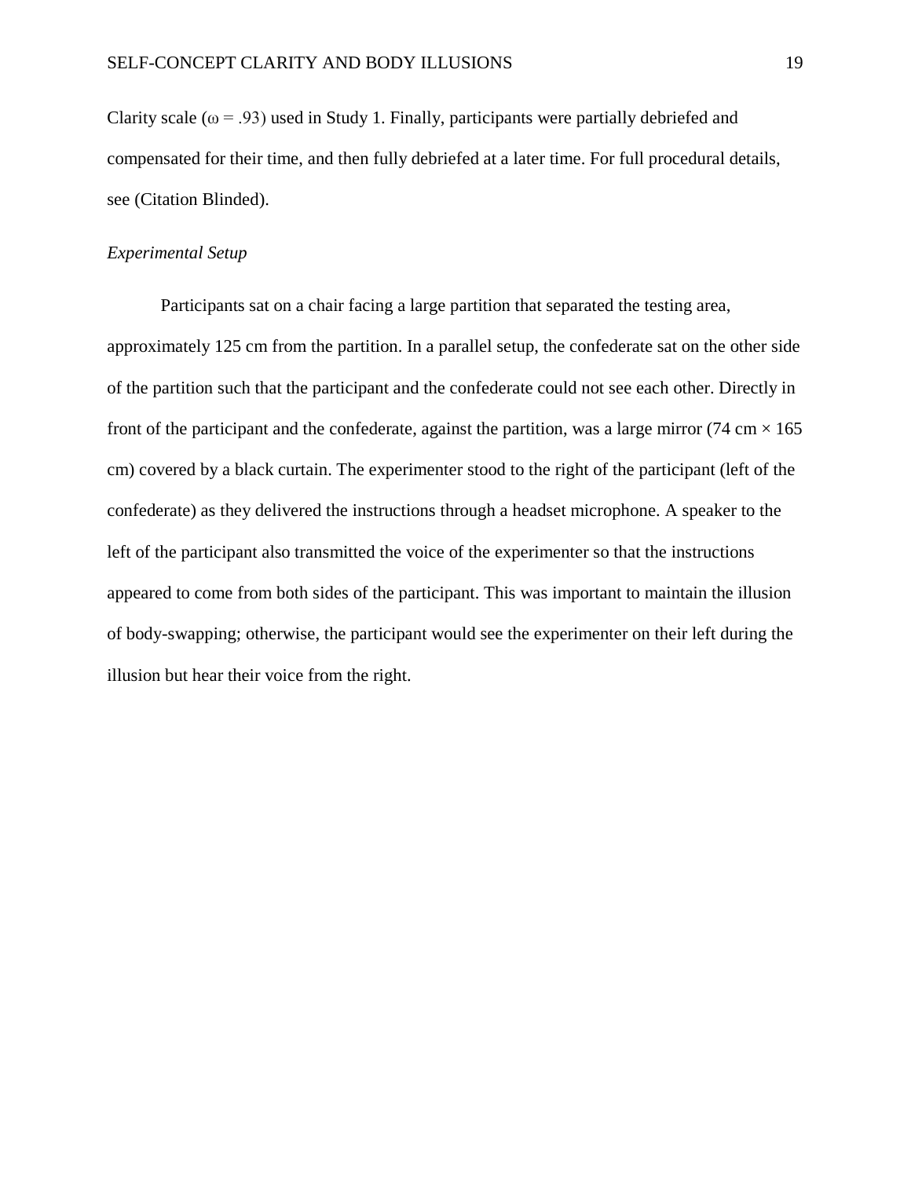Clarity scale ($\omega = .93$) used in Study 1. Finally, participants were partially debriefed and compensated for their time, and then fully debriefed at a later time. For full procedural details, see (Citation Blinded).

*Experimental Setup*

Participants sat on a chair facing a large partition that separated the testing area, approximately 125 cm from the partition. In a parallel setup, the confederate sat on the other side of the partition such that the participant and the confederate could not see each other. Directly in front of the participant and the confederate, against the partition, was a large mirror (74 cm × 165 cm) covered by a black curtain. The experimenter stood to the right of the participant (left of the confederate) as they delivered the instructions through a headset microphone. A speaker to the left of the participant also transmitted the voice of the experimenter so that the instructions appeared to come from both sides of the participant. This was important to maintain the illusion of body-swapping; otherwise, the participant would see the experimenter on their left during the illusion but hear their voice from the right.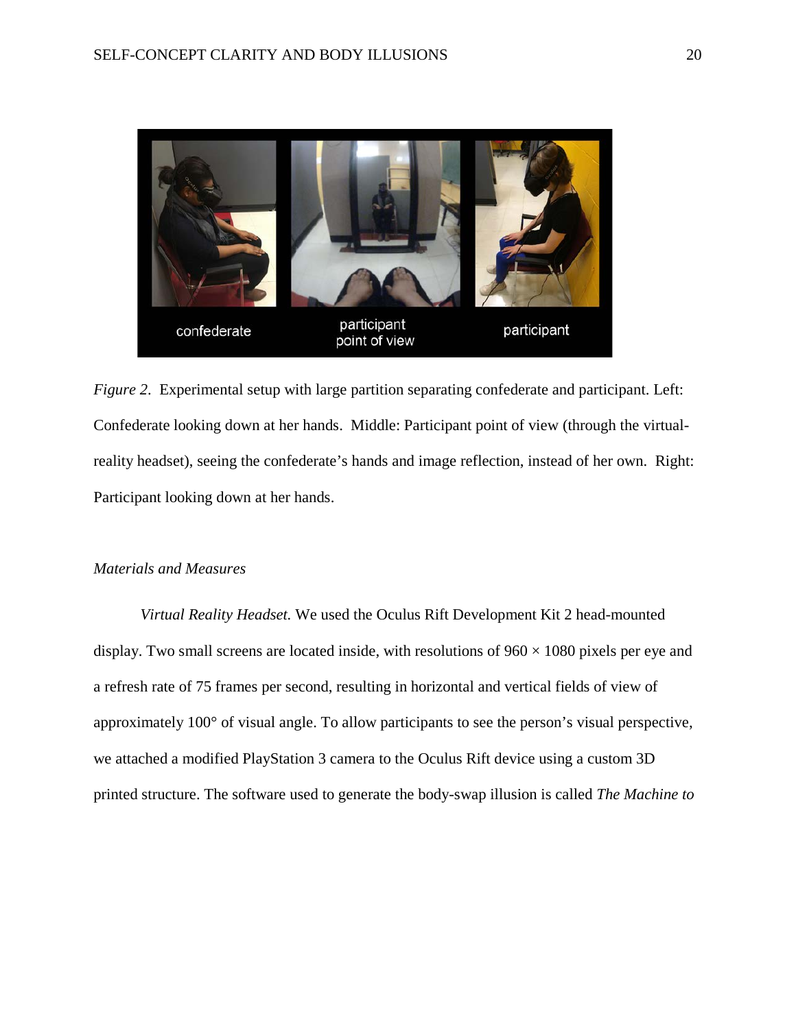*Figure 2*. Experimental setup with large partition separating confederate and participant. Left: Confederate looking down at her hands. Middle: Participant point of view (through the virtual-reality headset), seeing the confederate's hands and image reflection, instead of her own. Right: Participant looking down at her hands.

### *Materials and Measures*

*Virtual Reality Headset.* We used the Oculus Rift Development Kit 2 head-mounted display. Two small screens are located inside, with resolutions of 960 × 1080 pixels per eye and a refresh rate of 75 frames per second, resulting in horizontal and vertical fields of view of approximately 100° of visual angle. To allow participants to see the person's visual perspective, we attached a modified PlayStation 3 camera to the Oculus Rift device using a custom 3D printed structure. The software used to generate the body-swap illusion is called *The Machine to*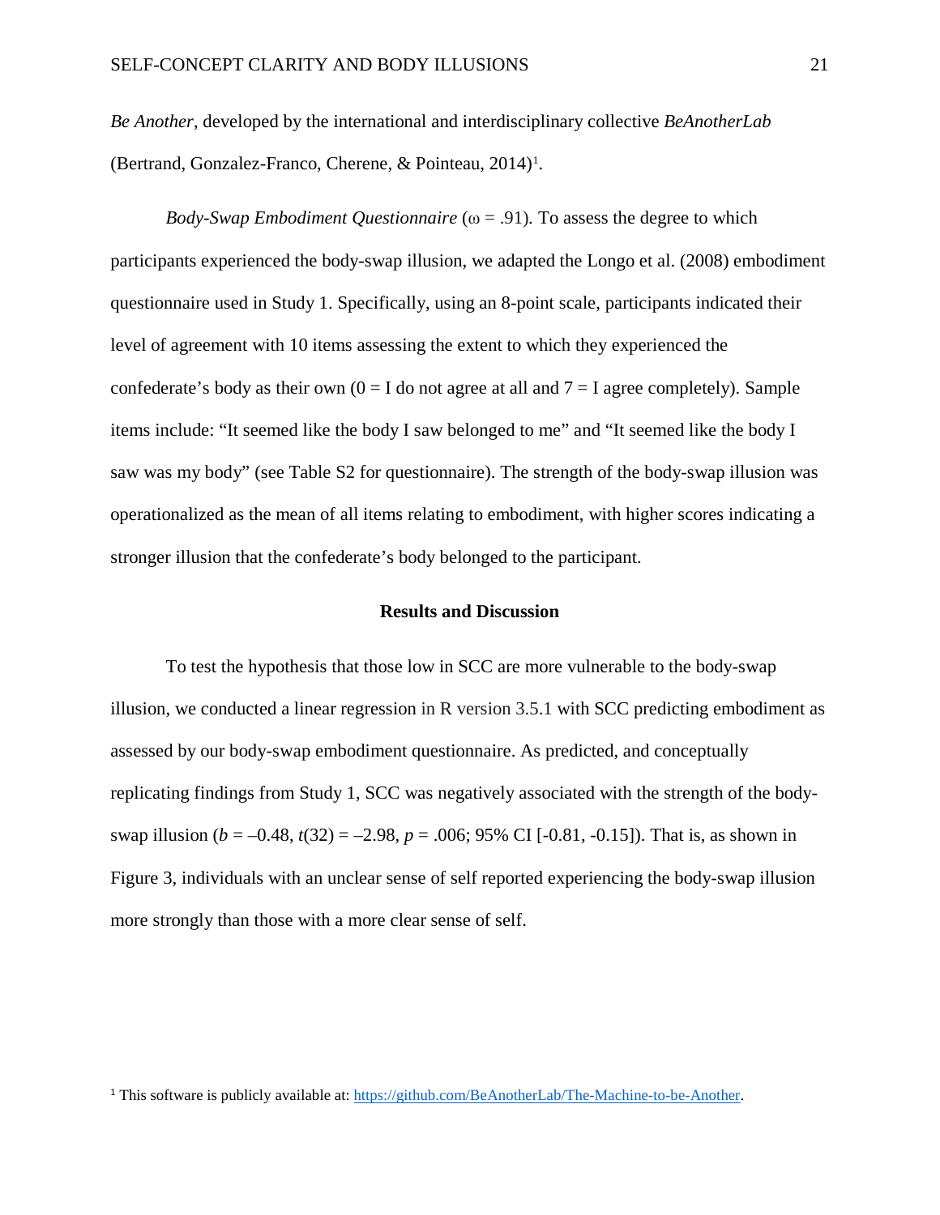*Be Another*, developed by the international and interdisciplinary collective *BeAnotherLab* (Bertrand, Gonzalez-Franco, Cherene, & Pointeau, 2014)[1].

*Body-Swap Embodiment Questionnaire* ($\omega$ = .91). To assess the degree to which participants experienced the body-swap illusion, we adapted the Longo et al. (2008) embodiment questionnaire used in Study 1. Specifically, using an 8-point scale, participants indicated their level of agreement with 10 items assessing the extent to which they experienced the confederate's body as their own (0 = I do not agree at all and 7 = I agree completely). Sample items include: "It seemed like the body I saw belonged to me" and "It seemed like the body I saw was my body" (see Table S2 for questionnaire). The strength of the body-swap illusion was operationalized as the mean of all items relating to embodiment, with higher scores indicating a stronger illusion that the confederate's body belonged to the participant.

## Results and Discussion

To test the hypothesis that those low in SCC are more vulnerable to the body-swap illusion, we conducted a linear regression in R version 3.5.1 with SCC predicting embodiment as assessed by our body-swap embodiment questionnaire. As predicted, and conceptually replicating findings from Study 1, SCC was negatively associated with the strength of the body-swap illusion ($b$ = –0.48, $t(32)$ = –2.98, $p$ = .006; 95% CI [-0.81, -0.15]). That is, as shown in Figure 3, individuals with an unclear sense of self reported experiencing the body-swap illusion more strongly than those with a more clear sense of self.

[1] This software is publicly available at: https://github.com/BeAnotherLab/The-Machine-to-be-Another.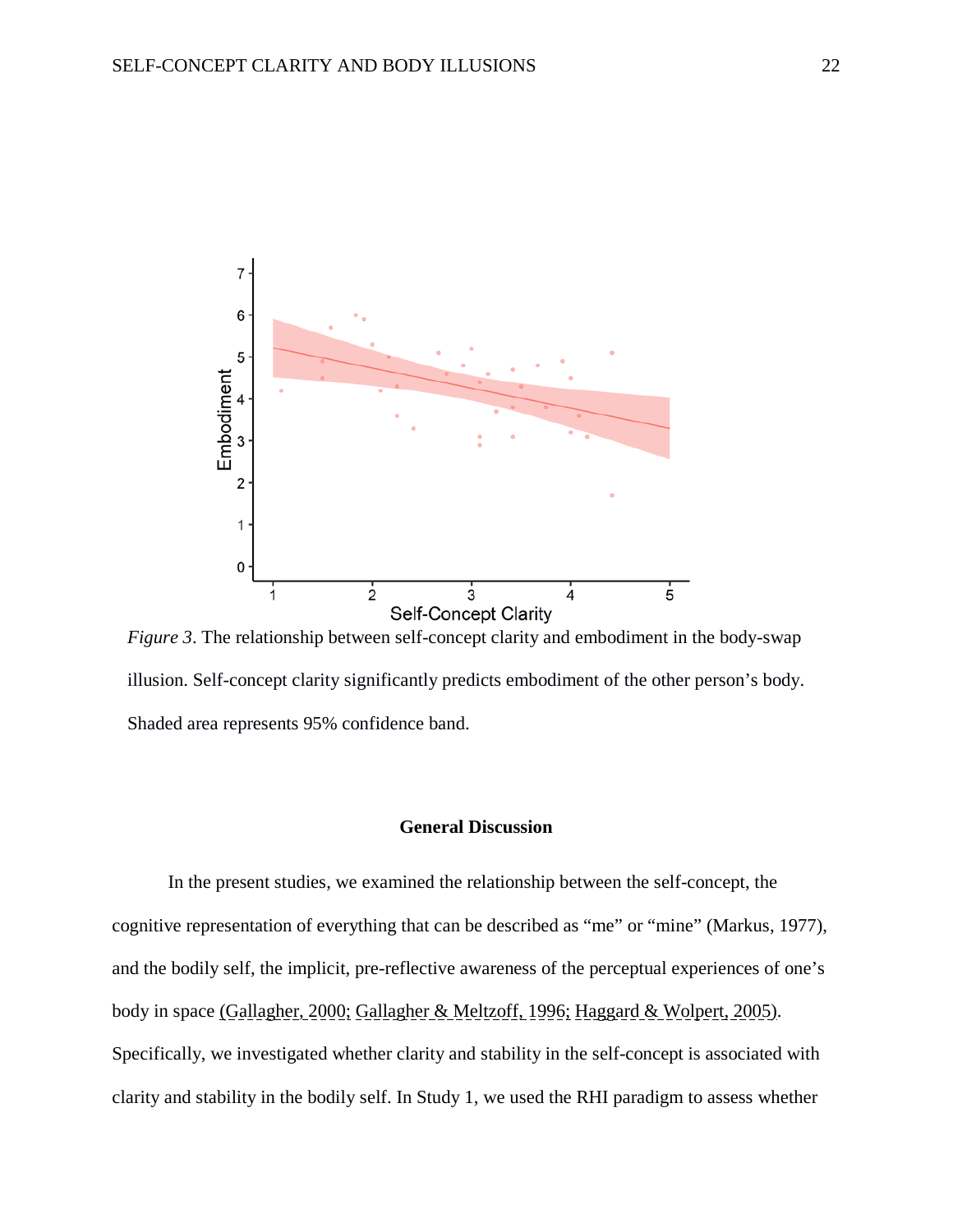*Figure 3*. The relationship between self-concept clarity and embodiment in the body-swap illusion. Self-concept clarity significantly predicts embodiment of the other person's body. Shaded area represents 95% confidence band.

## General Discussion

In the present studies, we examined the relationship between the self-concept, the cognitive representation of everything that can be described as "me" or "mine" (Markus, 1977), and the bodily self, the implicit, pre-reflective awareness of the perceptual experiences of one's body in space (Gallagher, 2000; Gallagher & Meltzoff, 1996; Haggard & Wolpert, 2005). Specifically, we investigated whether clarity and stability in the self-concept is associated with clarity and stability in the bodily self. In Study 1, we used the RHI paradigm to assess whether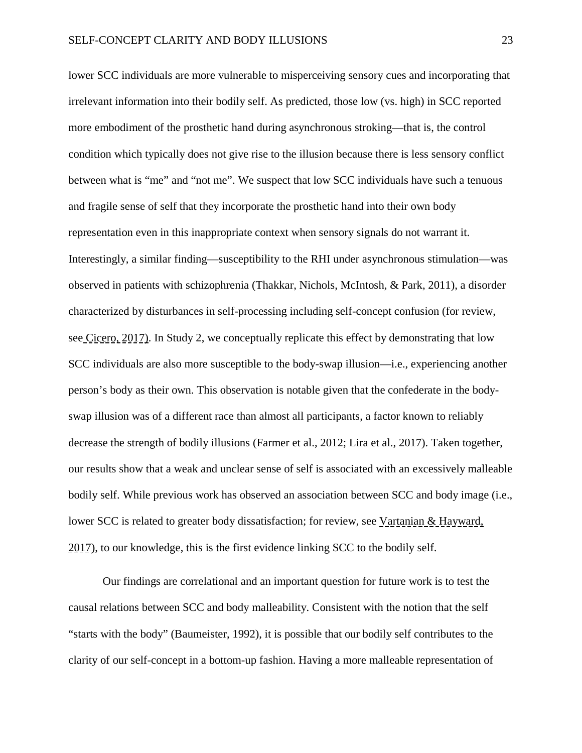lower SCC individuals are more vulnerable to misperceiving sensory cues and incorporating that irrelevant information into their bodily self. As predicted, those low (vs. high) in SCC reported more embodiment of the prosthetic hand during asynchronous stroking—that is, the control condition which typically does not give rise to the illusion because there is less sensory conflict between what is "me" and "not me". We suspect that low SCC individuals have such a tenuous and fragile sense of self that they incorporate the prosthetic hand into their own body representation even in this inappropriate context when sensory signals do not warrant it. Interestingly, a similar finding—susceptibility to the RHI under asynchronous stimulation—was observed in patients with schizophrenia (Thakkar, Nichols, McIntosh, & Park, 2011), a disorder characterized by disturbances in self-processing including self-concept confusion (for review, see Cicero, 2017). In Study 2, we conceptually replicate this effect by demonstrating that low SCC individuals are also more susceptible to the body-swap illusion—i.e., experiencing another person's body as their own. This observation is notable given that the confederate in the body-swap illusion was of a different race than almost all participants, a factor known to reliably decrease the strength of bodily illusions (Farmer et al., 2012; Lira et al., 2017). Taken together, our results show that a weak and unclear sense of self is associated with an excessively malleable bodily self. While previous work has observed an association between SCC and body image (i.e., lower SCC is related to greater body dissatisfaction; for review, see Vartanian & Hayward, 2017), to our knowledge, this is the first evidence linking SCC to the bodily self.

Our findings are correlational and an important question for future work is to test the causal relations between SCC and body malleability. Consistent with the notion that the self "starts with the body" (Baumeister, 1992), it is possible that our bodily self contributes to the clarity of our self-concept in a bottom-up fashion. Having a more malleable representation of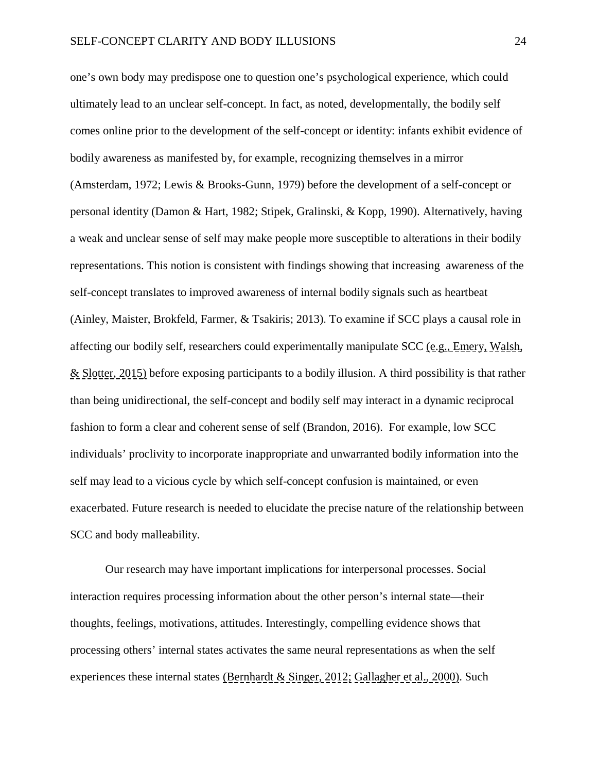one's own body may predispose one to question one's psychological experience, which could ultimately lead to an unclear self-concept. In fact, as noted, developmentally, the bodily self comes online prior to the development of the self-concept or identity: infants exhibit evidence of bodily awareness as manifested by, for example, recognizing themselves in a mirror (Amsterdam, 1972; Lewis & Brooks-Gunn, 1979) before the development of a self-concept or personal identity (Damon & Hart, 1982; Stipek, Gralinski, & Kopp, 1990). Alternatively, having a weak and unclear sense of self may make people more susceptible to alterations in their bodily representations. This notion is consistent with findings showing that increasing awareness of the self-concept translates to improved awareness of internal bodily signals such as heartbeat (Ainley, Maister, Brokfeld, Farmer, & Tsakiris; 2013). To examine if SCC plays a causal role in affecting our bodily self, researchers could experimentally manipulate SCC (e.g., Emery, Walsh, & Slotter, 2015) before exposing participants to a bodily illusion. A third possibility is that rather than being unidirectional, the self-concept and bodily self may interact in a dynamic reciprocal fashion to form a clear and coherent sense of self (Brandon, 2016). For example, low SCC individuals' proclivity to incorporate inappropriate and unwarranted bodily information into the self may lead to a vicious cycle by which self-concept confusion is maintained, or even exacerbated. Future research is needed to elucidate the precise nature of the relationship between SCC and body malleability.

Our research may have important implications for interpersonal processes. Social interaction requires processing information about the other person's internal state—their thoughts, feelings, motivations, attitudes. Interestingly, compelling evidence shows that processing others' internal states activates the same neural representations as when the self experiences these internal states (Bernhardt & Singer, 2012; Gallagher et al., 2000). Such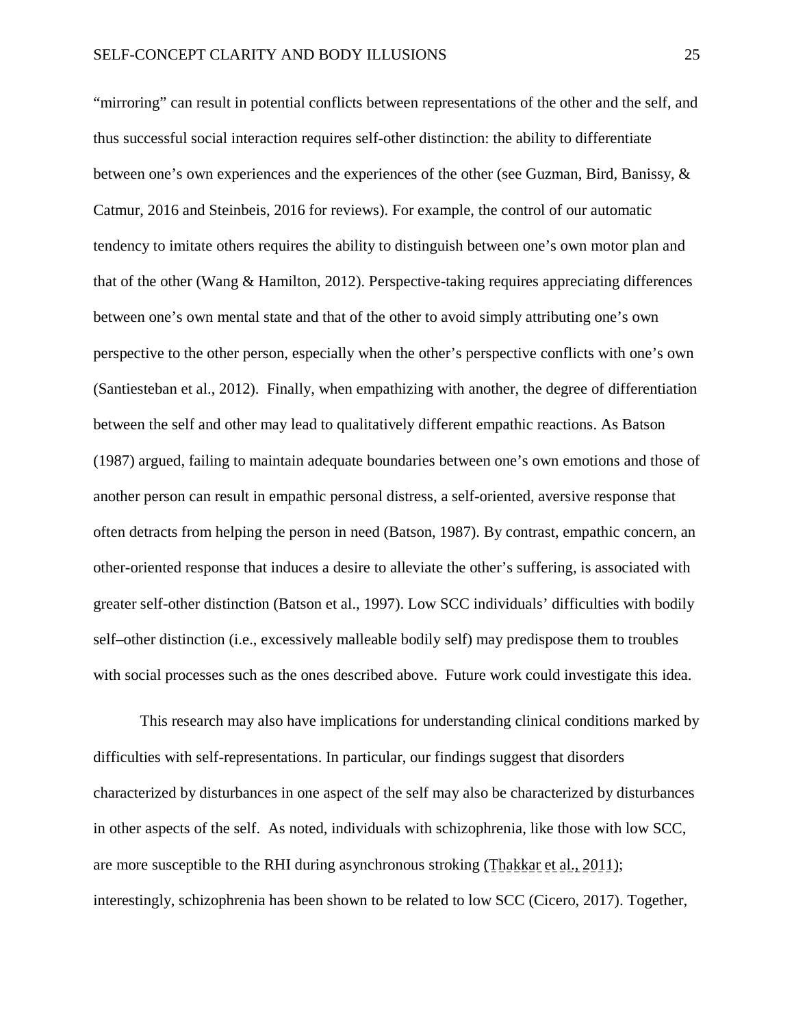"mirroring" can result in potential conflicts between representations of the other and the self, and thus successful social interaction requires self-other distinction: the ability to differentiate between one's own experiences and the experiences of the other (see Guzman, Bird, Banissy, & Catmur, 2016 and Steinbeis, 2016 for reviews). For example, the control of our automatic tendency to imitate others requires the ability to distinguish between one's own motor plan and that of the other (Wang & Hamilton, 2012). Perspective-taking requires appreciating differences between one's own mental state and that of the other to avoid simply attributing one's own perspective to the other person, especially when the other's perspective conflicts with one's own (Santiesteban et al., 2012). Finally, when empathizing with another, the degree of differentiation between the self and other may lead to qualitatively different empathic reactions. As Batson (1987) argued, failing to maintain adequate boundaries between one's own emotions and those of another person can result in empathic personal distress, a self-oriented, aversive response that often detracts from helping the person in need (Batson, 1987). By contrast, empathic concern, an other-oriented response that induces a desire to alleviate the other's suffering, is associated with greater self-other distinction (Batson et al., 1997). Low SCC individuals' difficulties with bodily self–other distinction (i.e., excessively malleable bodily self) may predispose them to troubles with social processes such as the ones described above. Future work could investigate this idea.

This research may also have implications for understanding clinical conditions marked by difficulties with self-representations. In particular, our findings suggest that disorders characterized by disturbances in one aspect of the self may also be characterized by disturbances in other aspects of the self. As noted, individuals with schizophrenia, like those with low SCC, are more susceptible to the RHI during asynchronous stroking (Thakkar et al., 2011); interestingly, schizophrenia has been shown to be related to low SCC (Cicero, 2017). Together,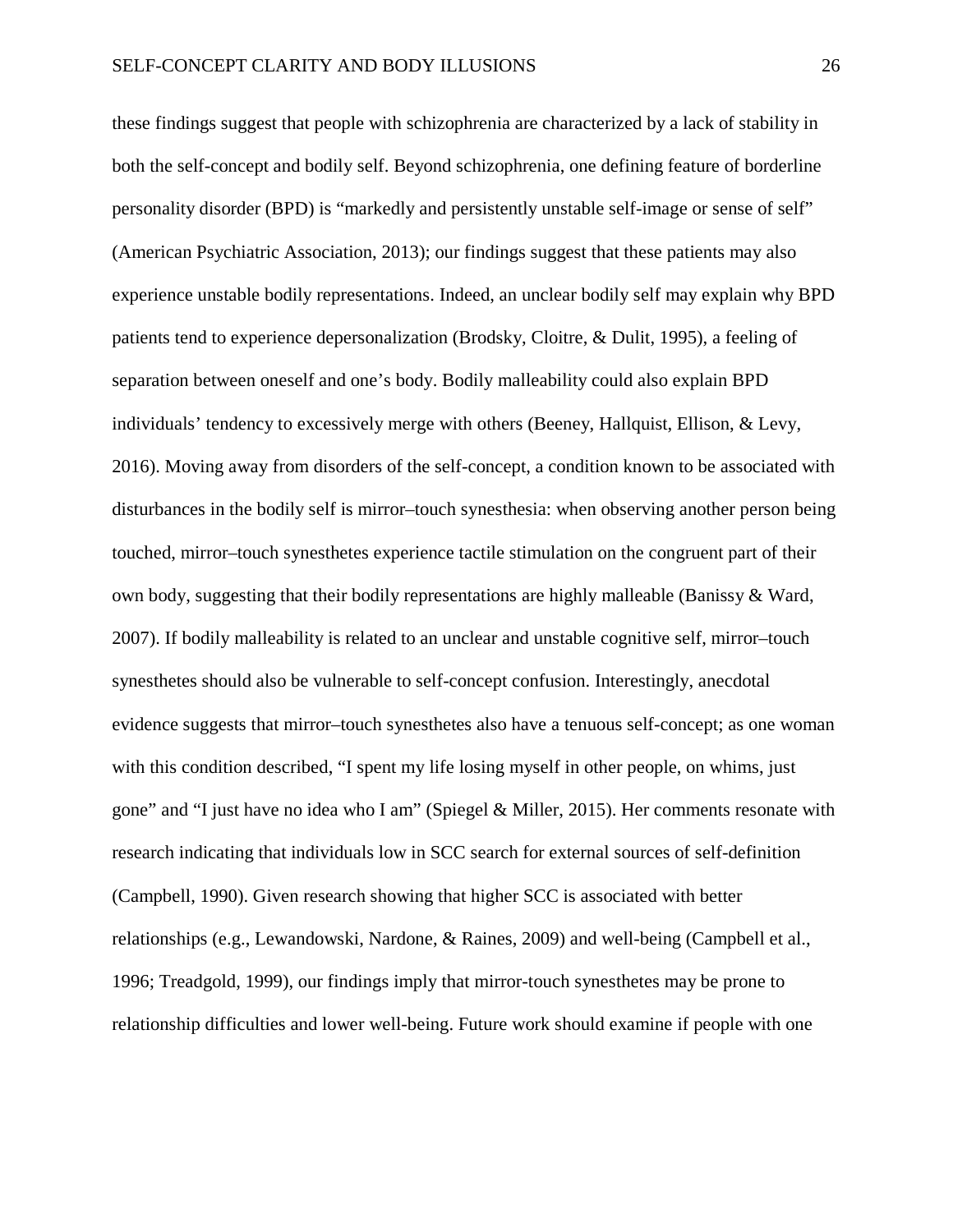these findings suggest that people with schizophrenia are characterized by a lack of stability in both the self-concept and bodily self. Beyond schizophrenia, one defining feature of borderline personality disorder (BPD) is "markedly and persistently unstable self-image or sense of self" (American Psychiatric Association, 2013); our findings suggest that these patients may also experience unstable bodily representations. Indeed, an unclear bodily self may explain why BPD patients tend to experience depersonalization (Brodsky, Cloitre, & Dulit, 1995), a feeling of separation between oneself and one's body. Bodily malleability could also explain BPD individuals' tendency to excessively merge with others (Beeney, Hallquist, Ellison, & Levy, 2016). Moving away from disorders of the self-concept, a condition known to be associated with disturbances in the bodily self is mirror–touch synesthesia: when observing another person being touched, mirror–touch synesthetes experience tactile stimulation on the congruent part of their own body, suggesting that their bodily representations are highly malleable (Banissy & Ward, 2007). If bodily malleability is related to an unclear and unstable cognitive self, mirror–touch synesthetes should also be vulnerable to self-concept confusion. Interestingly, anecdotal evidence suggests that mirror–touch synesthetes also have a tenuous self-concept; as one woman with this condition described, "I spent my life losing myself in other people, on whims, just gone" and "I just have no idea who I am" (Spiegel & Miller, 2015). Her comments resonate with research indicating that individuals low in SCC search for external sources of self-definition (Campbell, 1990). Given research showing that higher SCC is associated with better relationships (e.g., Lewandowski, Nardone, & Raines, 2009) and well-being (Campbell et al., 1996; Treadgold, 1999), our findings imply that mirror-touch synesthetes may be prone to relationship difficulties and lower well-being. Future work should examine if people with one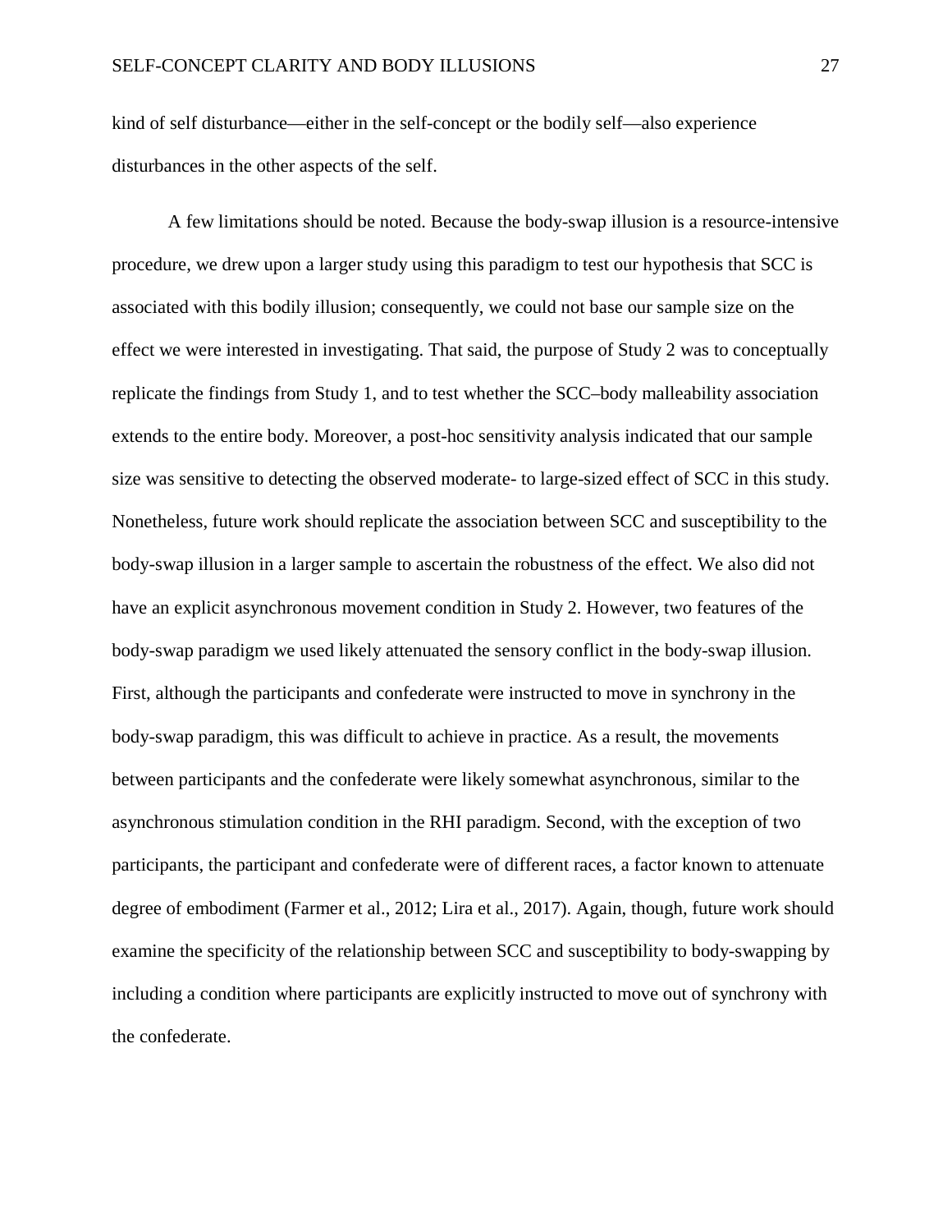kind of self disturbance—either in the self-concept or the bodily self—also experience disturbances in the other aspects of the self.

A few limitations should be noted. Because the body-swap illusion is a resource-intensive procedure, we drew upon a larger study using this paradigm to test our hypothesis that SCC is associated with this bodily illusion; consequently, we could not base our sample size on the effect we were interested in investigating. That said, the purpose of Study 2 was to conceptually replicate the findings from Study 1, and to test whether the SCC–body malleability association extends to the entire body. Moreover, a post-hoc sensitivity analysis indicated that our sample size was sensitive to detecting the observed moderate- to large-sized effect of SCC in this study. Nonetheless, future work should replicate the association between SCC and susceptibility to the body-swap illusion in a larger sample to ascertain the robustness of the effect. We also did not have an explicit asynchronous movement condition in Study 2. However, two features of the body-swap paradigm we used likely attenuated the sensory conflict in the body-swap illusion. First, although the participants and confederate were instructed to move in synchrony in the body-swap paradigm, this was difficult to achieve in practice. As a result, the movements between participants and the confederate were likely somewhat asynchronous, similar to the asynchronous stimulation condition in the RHI paradigm. Second, with the exception of two participants, the participant and confederate were of different races, a factor known to attenuate degree of embodiment (Farmer et al., 2012; Lira et al., 2017). Again, though, future work should examine the specificity of the relationship between SCC and susceptibility to body-swapping by including a condition where participants are explicitly instructed to move out of synchrony with the confederate.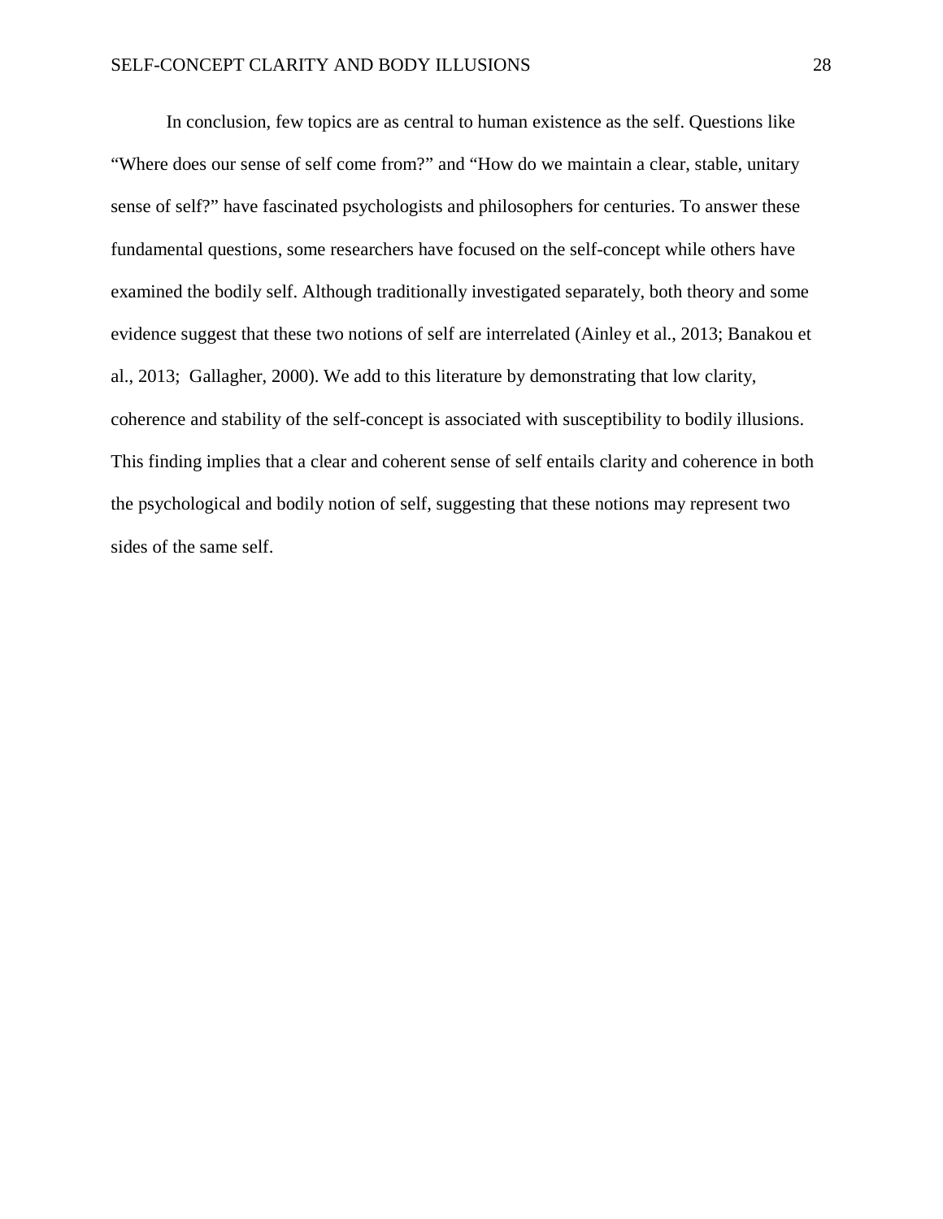In conclusion, few topics are as central to human existence as the self. Questions like "Where does our sense of self come from?" and "How do we maintain a clear, stable, unitary sense of self?" have fascinated psychologists and philosophers for centuries. To answer these fundamental questions, some researchers have focused on the self-concept while others have examined the bodily self. Although traditionally investigated separately, both theory and some evidence suggest that these two notions of self are interrelated (Ainley et al., 2013; Banakou et al., 2013; Gallagher, 2000). We add to this literature by demonstrating that low clarity, coherence and stability of the self-concept is associated with susceptibility to bodily illusions. This finding implies that a clear and coherent sense of self entails clarity and coherence in both the psychological and bodily notion of self, suggesting that these notions may represent two sides of the same self.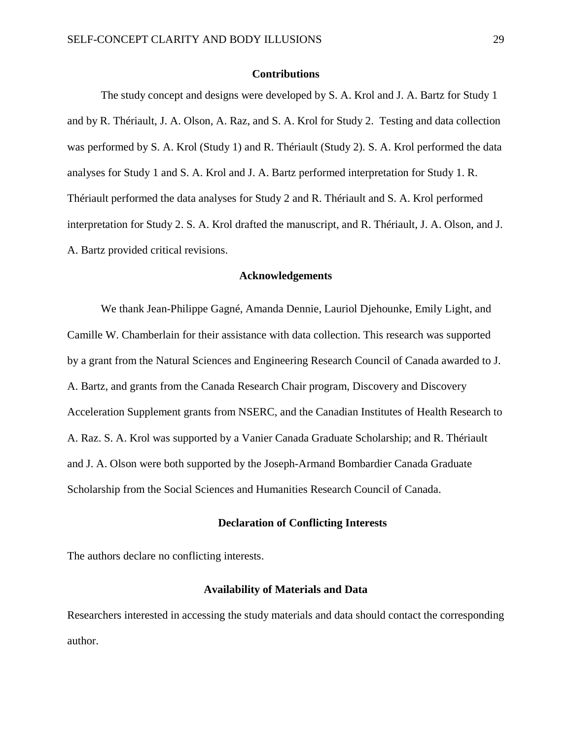## Contributions

The study concept and designs were developed by S. A. Krol and J. A. Bartz for Study 1 and by R. Thériault, J. A. Olson, A. Raz, and S. A. Krol for Study 2. Testing and data collection was performed by S. A. Krol (Study 1) and R. Thériault (Study 2). S. A. Krol performed the data analyses for Study 1 and S. A. Krol and J. A. Bartz performed interpretation for Study 1. R. Thériault performed the data analyses for Study 2 and R. Thériault and S. A. Krol performed interpretation for Study 2. S. A. Krol drafted the manuscript, and R. Thériault, J. A. Olson, and J. A. Bartz provided critical revisions.

## Acknowledgements

We thank Jean-Philippe Gagné, Amanda Dennie, Lauriol Djehounke, Emily Light, and Camille W. Chamberlain for their assistance with data collection. This research was supported by a grant from the Natural Sciences and Engineering Research Council of Canada awarded to J. A. Bartz, and grants from the Canada Research Chair program, Discovery and Discovery Acceleration Supplement grants from NSERC, and the Canadian Institutes of Health Research to A. Raz. S. A. Krol was supported by a Vanier Canada Graduate Scholarship; and R. Thériault and J. A. Olson were both supported by the Joseph-Armand Bombardier Canada Graduate Scholarship from the Social Sciences and Humanities Research Council of Canada.

## Declaration of Conflicting Interests

The authors declare no conflicting interests.

## Availability of Materials and Data

Researchers interested in accessing the study materials and data should contact the corresponding author.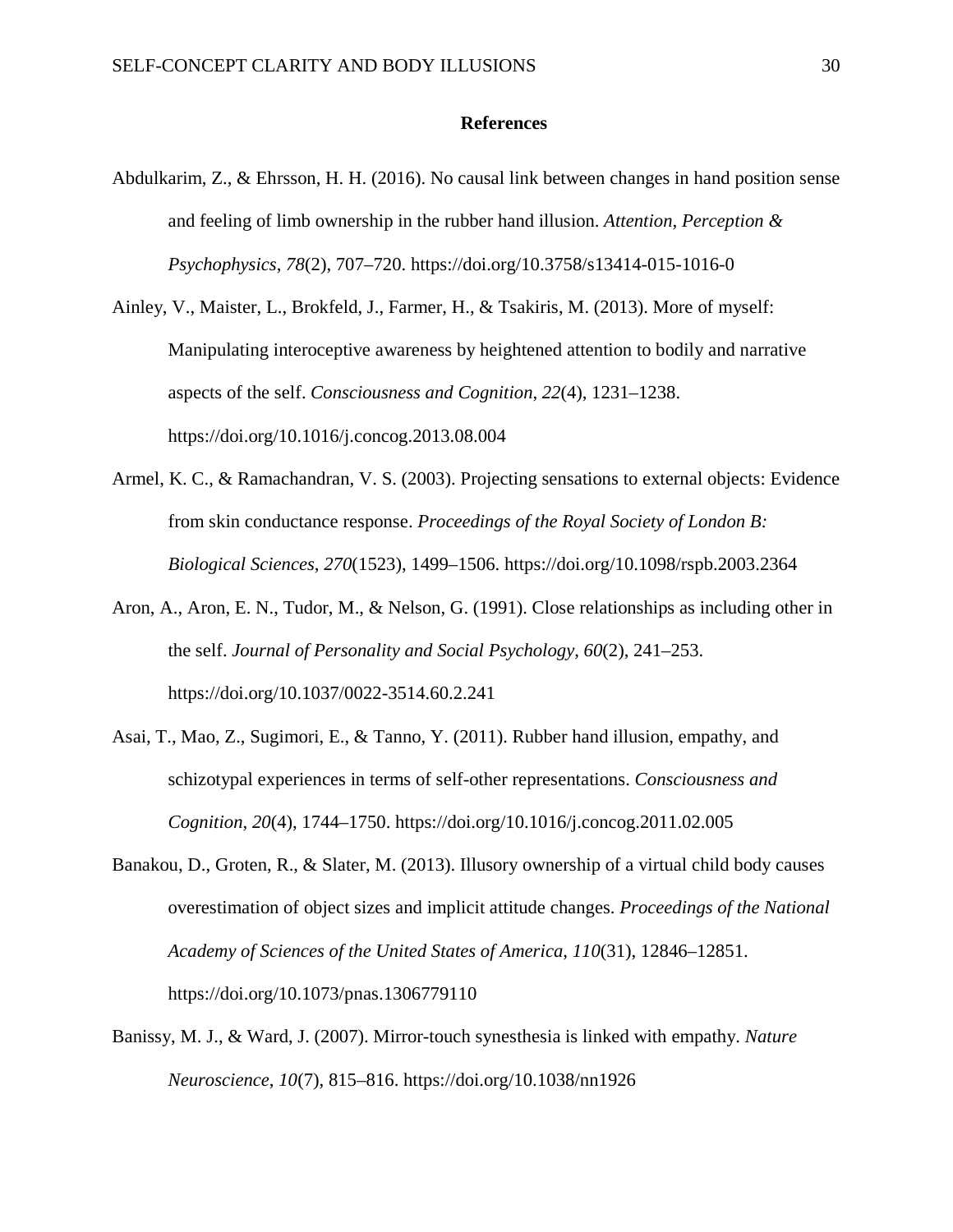## References

Abdulkarim, Z., & Ehrsson, H. H. (2016). No causal link between changes in hand position sense and feeling of limb ownership in the rubber hand illusion. *Attention, Perception & Psychophysics*, *78*(2), 707–720. https://doi.org/10.3758/s13414-015-1016-0

Ainley, V., Maister, L., Brokfeld, J., Farmer, H., & Tsakiris, M. (2013). More of myself: Manipulating interoceptive awareness by heightened attention to bodily and narrative aspects of the self. *Consciousness and Cognition*, *22*(4), 1231–1238. https://doi.org/10.1016/j.concog.2013.08.004

Armel, K. C., & Ramachandran, V. S. (2003). Projecting sensations to external objects: Evidence from skin conductance response. *Proceedings of the Royal Society of London B: Biological Sciences*, *270*(1523), 1499–1506. https://doi.org/10.1098/rspb.2003.2364

Aron, A., Aron, E. N., Tudor, M., & Nelson, G. (1991). Close relationships as including other in the self. *Journal of Personality and Social Psychology*, *60*(2), 241–253. https://doi.org/10.1037/0022-3514.60.2.241

Asai, T., Mao, Z., Sugimori, E., & Tanno, Y. (2011). Rubber hand illusion, empathy, and schizotypal experiences in terms of self-other representations. *Consciousness and Cognition*, *20*(4), 1744–1750. https://doi.org/10.1016/j.concog.2011.02.005

Banakou, D., Groten, R., & Slater, M. (2013). Illusory ownership of a virtual child body causes overestimation of object sizes and implicit attitude changes. *Proceedings of the National Academy of Sciences of the United States of America*, *110*(31), 12846–12851. https://doi.org/10.1073/pnas.1306779110

Banissy, M. J., & Ward, J. (2007). Mirror-touch synesthesia is linked with empathy. *Nature Neuroscience*, *10*(7), 815–816. https://doi.org/10.1038/nn1926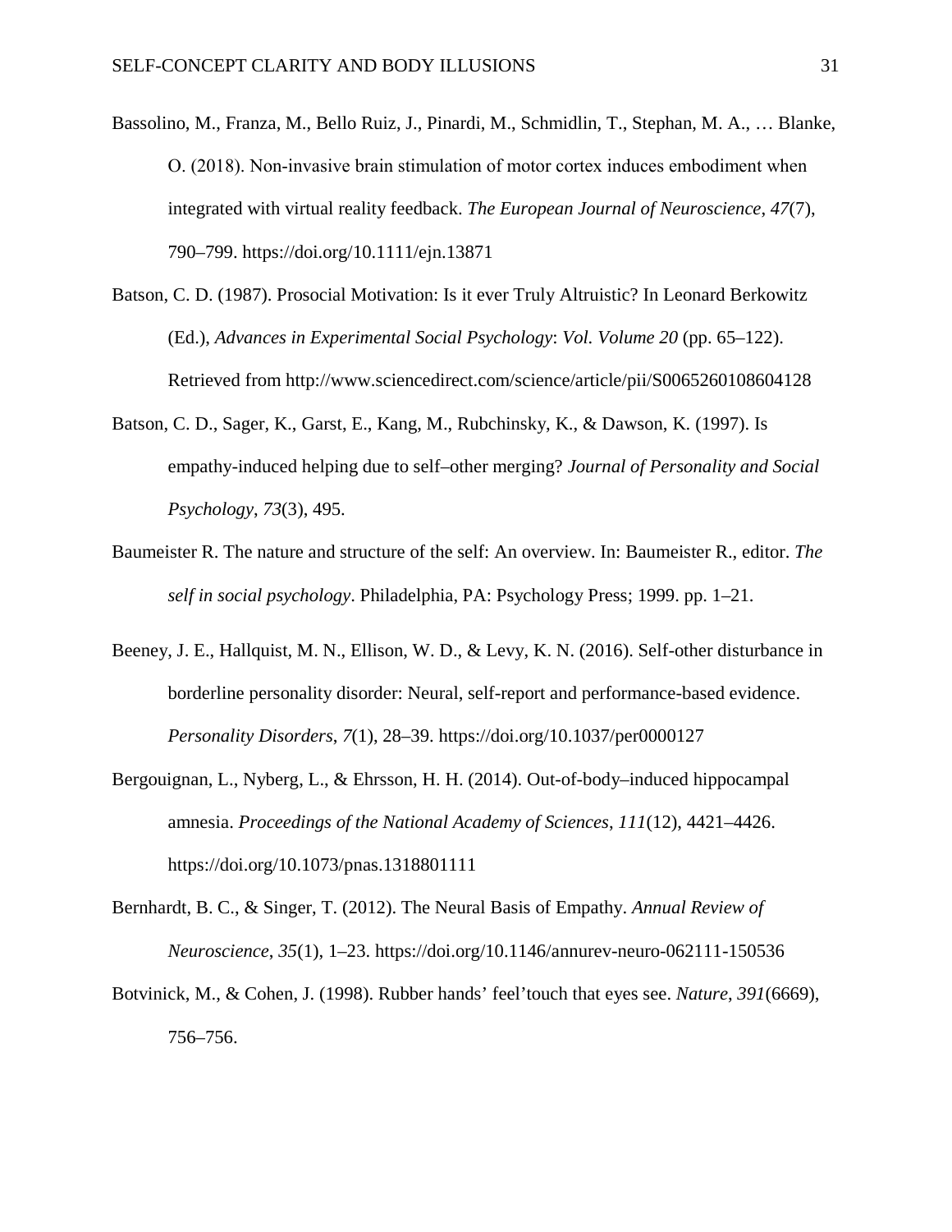Bassolino, M., Franza, M., Bello Ruiz, J., Pinardi, M., Schmidlin, T., Stephan, M. A., … Blanke, O. (2018). Non-invasive brain stimulation of motor cortex induces embodiment when integrated with virtual reality feedback. *The European Journal of Neuroscience*, *47*(7), 790–799. https://doi.org/10.1111/ejn.13871

Batson, C. D. (1987). Prosocial Motivation: Is it ever Truly Altruistic? In Leonard Berkowitz (Ed.), *Advances in Experimental Social Psychology*: *Vol. Volume 20* (pp. 65–122). Retrieved from http://www.sciencedirect.com/science/article/pii/S0065260108604128

Batson, C. D., Sager, K., Garst, E., Kang, M., Rubchinsky, K., & Dawson, K. (1997). Is empathy-induced helping due to self–other merging? *Journal of Personality and Social Psychology*, *73*(3), 495.

Baumeister R. The nature and structure of the self: An overview. In: Baumeister R., editor. *The self in social psychology*. Philadelphia, PA: Psychology Press; 1999. pp. 1–21.

Beeney, J. E., Hallquist, M. N., Ellison, W. D., & Levy, K. N. (2016). Self-other disturbance in borderline personality disorder: Neural, self-report and performance-based evidence. *Personality Disorders*, *7*(1), 28–39. https://doi.org/10.1037/per0000127

Bergouignan, L., Nyberg, L., & Ehrsson, H. H. (2014). Out-of-body–induced hippocampal amnesia. *Proceedings of the National Academy of Sciences*, *111*(12), 4421–4426. https://doi.org/10.1073/pnas.1318801111

Bernhardt, B. C., & Singer, T. (2012). The Neural Basis of Empathy. *Annual Review of Neuroscience*, *35*(1), 1–23. https://doi.org/10.1146/annurev-neuro-062111-150536

Botvinick, M., & Cohen, J. (1998). Rubber hands' feel'touch that eyes see. *Nature*, *391*(6669), 756–756.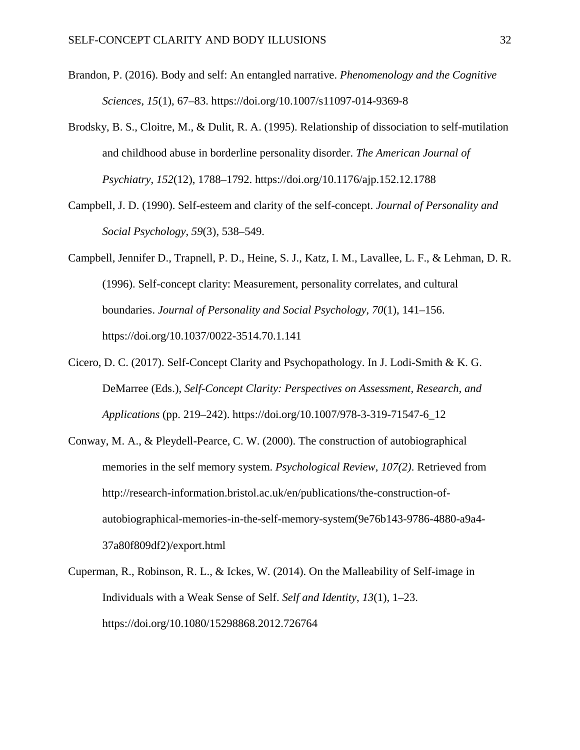Brandon, P. (2016). Body and self: An entangled narrative. *Phenomenology and the Cognitive Sciences*, *15*(1), 67–83. https://doi.org/10.1007/s11097-014-9369-8

Brodsky, B. S., Cloitre, M., & Dulit, R. A. (1995). Relationship of dissociation to self-mutilation and childhood abuse in borderline personality disorder. *The American Journal of Psychiatry*, *152*(12), 1788–1792. https://doi.org/10.1176/ajp.152.12.1788

Campbell, J. D. (1990). Self-esteem and clarity of the self-concept. *Journal of Personality and Social Psychology*, *59*(3), 538–549.

Campbell, Jennifer D., Trapnell, P. D., Heine, S. J., Katz, I. M., Lavallee, L. F., & Lehman, D. R. (1996). Self-concept clarity: Measurement, personality correlates, and cultural boundaries. *Journal of Personality and Social Psychology*, *70*(1), 141–156. https://doi.org/10.1037/0022-3514.70.1.141

Cicero, D. C. (2017). Self-Concept Clarity and Psychopathology. In J. Lodi-Smith & K. G. DeMarree (Eds.), *Self-Concept Clarity: Perspectives on Assessment, Research, and Applications* (pp. 219–242). https://doi.org/10.1007/978-3-319-71547-6_12

Conway, M. A., & Pleydell-Pearce, C. W. (2000). The construction of autobiographical memories in the self memory system. *Psychological Review*, *107(2)*. Retrieved from http://research-information.bristol.ac.uk/en/publications/the-construction-of-autobiographical-memories-in-the-self-memory-system(9e76b143-9786-4880-a9a4-37a80f809df2)/export.html

Cuperman, R., Robinson, R. L., & Ickes, W. (2014). On the Malleability of Self-image in Individuals with a Weak Sense of Self. *Self and Identity*, *13*(1), 1–23. https://doi.org/10.1080/15298868.2012.726764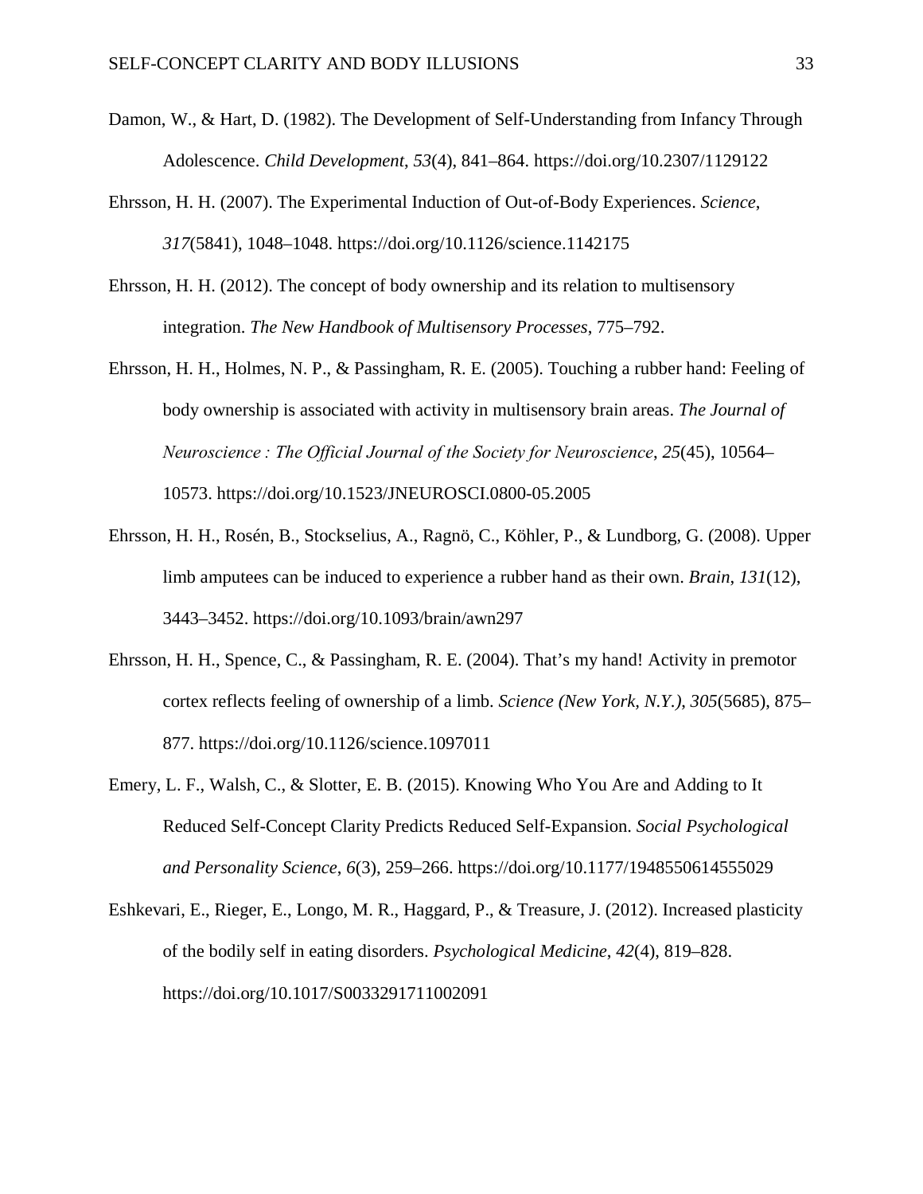Damon, W., & Hart, D. (1982). The Development of Self-Understanding from Infancy Through Adolescence. *Child Development*, *53*(4), 841–864. https://doi.org/10.2307/1129122

Ehrsson, H. H. (2007). The Experimental Induction of Out-of-Body Experiences. *Science*, *317*(5841), 1048–1048. https://doi.org/10.1126/science.1142175

Ehrsson, H. H. (2012). The concept of body ownership and its relation to multisensory integration. *The New Handbook of Multisensory Processes*, 775–792.

Ehrsson, H. H., Holmes, N. P., & Passingham, R. E. (2005). Touching a rubber hand: Feeling of body ownership is associated with activity in multisensory brain areas. *The Journal of Neuroscience : The Official Journal of the Society for Neuroscience*, *25*(45), 10564–10573. https://doi.org/10.1523/JNEUROSCI.0800-05.2005

Ehrsson, H. H., Rosén, B., Stockselius, A., Ragnö, C., Köhler, P., & Lundborg, G. (2008). Upper limb amputees can be induced to experience a rubber hand as their own. *Brain*, *131*(12), 3443–3452. https://doi.org/10.1093/brain/awn297

Ehrsson, H. H., Spence, C., & Passingham, R. E. (2004). That's my hand! Activity in premotor cortex reflects feeling of ownership of a limb. *Science (New York, N.Y.)*, *305*(5685), 875–877. https://doi.org/10.1126/science.1097011

Emery, L. F., Walsh, C., & Slotter, E. B. (2015). Knowing Who You Are and Adding to It Reduced Self-Concept Clarity Predicts Reduced Self-Expansion. *Social Psychological and Personality Science*, *6*(3), 259–266. https://doi.org/10.1177/1948550614555029

Eshkevari, E., Rieger, E., Longo, M. R., Haggard, P., & Treasure, J. (2012). Increased plasticity of the bodily self in eating disorders. *Psychological Medicine*, *42*(4), 819–828. https://doi.org/10.1017/S0033291711002091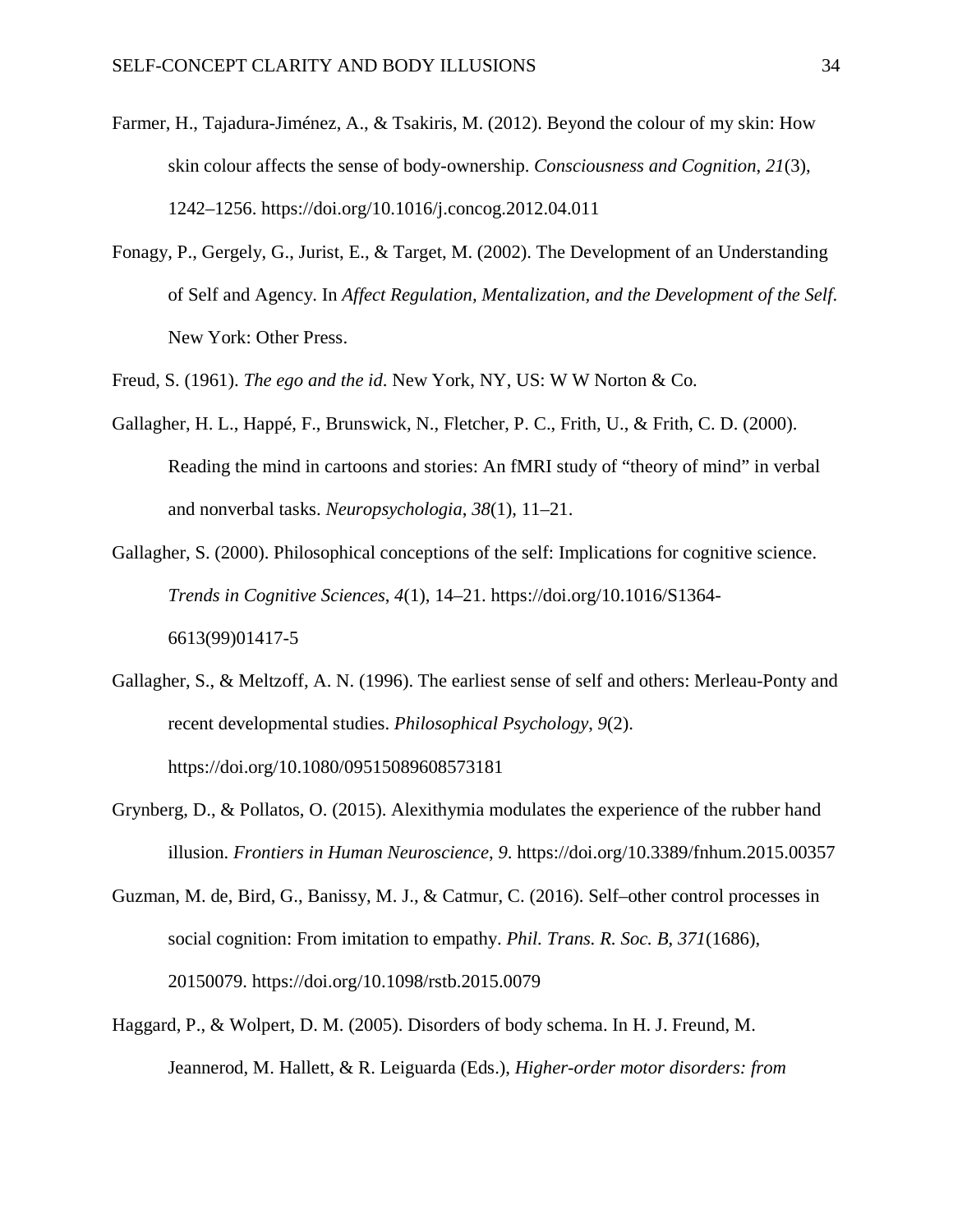Farmer, H., Tajadura-Jiménez, A., & Tsakiris, M. (2012). Beyond the colour of my skin: How skin colour affects the sense of body-ownership. *Consciousness and Cognition*, *21*(3), 1242–1256. https://doi.org/10.1016/j.concog.2012.04.011

Fonagy, P., Gergely, G., Jurist, E., & Target, M. (2002). The Development of an Understanding of Self and Agency. In *Affect Regulation, Mentalization, and the Development of the Self*. New York: Other Press.

Freud, S. (1961). *The ego and the id*. New York, NY, US: W W Norton & Co.

Gallagher, H. L., Happé, F., Brunswick, N., Fletcher, P. C., Frith, U., & Frith, C. D. (2000). Reading the mind in cartoons and stories: An fMRI study of "theory of mind" in verbal and nonverbal tasks. *Neuropsychologia*, *38*(1), 11–21.

Gallagher, S. (2000). Philosophical conceptions of the self: Implications for cognitive science. *Trends in Cognitive Sciences*, *4*(1), 14–21. https://doi.org/10.1016/S1364-6613(99)01417-5

Gallagher, S., & Meltzoff, A. N. (1996). The earliest sense of self and others: Merleau-Ponty and recent developmental studies. *Philosophical Psychology*, *9*(2). https://doi.org/10.1080/09515089608573181

Grynberg, D., & Pollatos, O. (2015). Alexithymia modulates the experience of the rubber hand illusion. *Frontiers in Human Neuroscience*, *9*. https://doi.org/10.3389/fnhum.2015.00357

Guzman, M. de, Bird, G., Banissy, M. J., & Catmur, C. (2016). Self–other control processes in social cognition: From imitation to empathy. *Phil. Trans. R. Soc. B*, *371*(1686), 20150079. https://doi.org/10.1098/rstb.2015.0079

Haggard, P., & Wolpert, D. M. (2005). Disorders of body schema. In H. J. Freund, M. Jeannerod, M. Hallett, & R. Leiguarda (Eds.), *Higher-order motor disorders: from*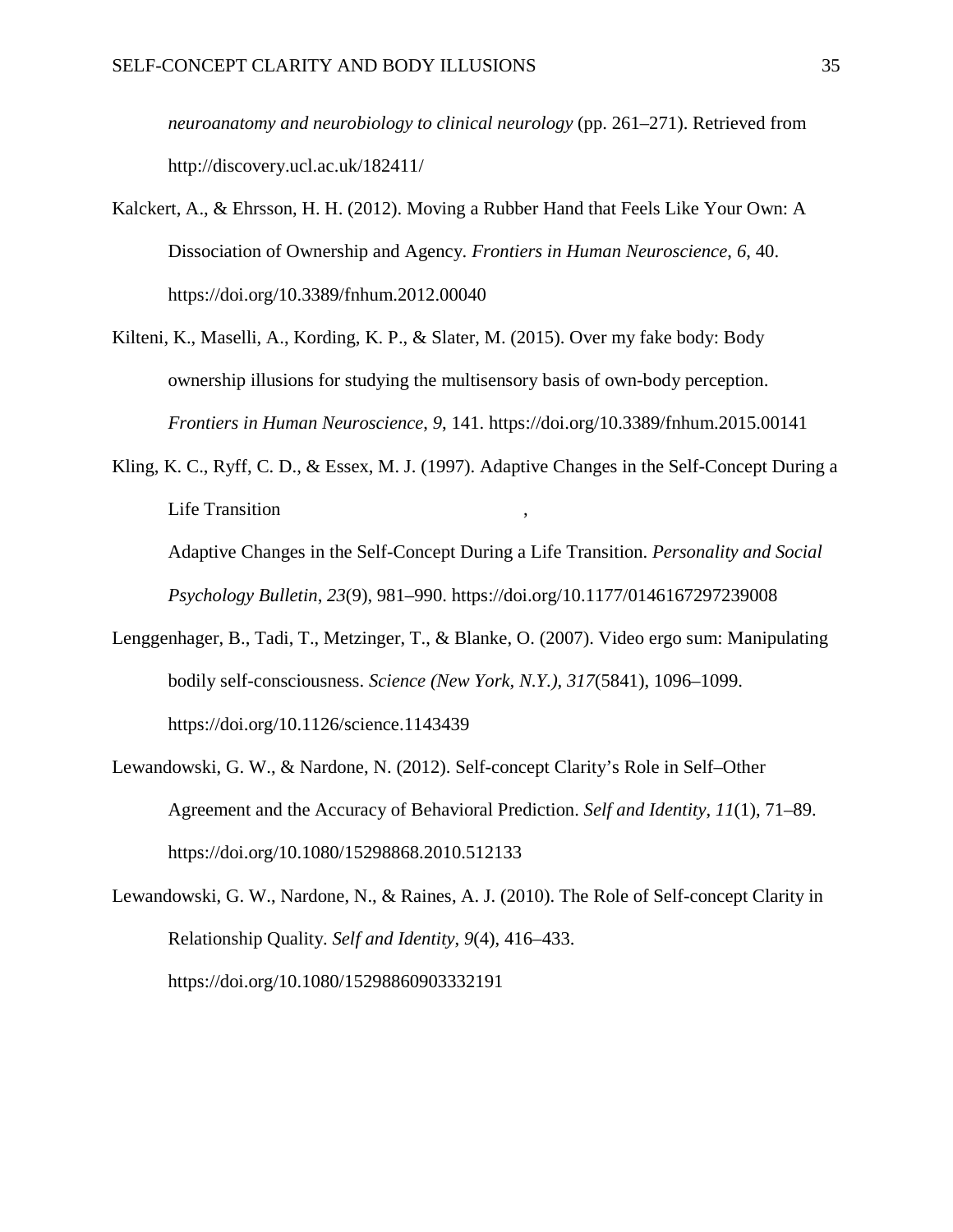*neuroanatomy and neurobiology to clinical neurology* (pp. 261–271). Retrieved from http://discovery.ucl.ac.uk/182411/

Kalckert, A., & Ehrsson, H. H. (2012). Moving a Rubber Hand that Feels Like Your Own: A Dissociation of Ownership and Agency. *Frontiers in Human Neuroscience*, *6*, 40. https://doi.org/10.3389/fnhum.2012.00040

Kilteni, K., Maselli, A., Kording, K. P., & Slater, M. (2015). Over my fake body: Body ownership illusions for studying the multisensory basis of own-body perception. *Frontiers in Human Neuroscience*, *9*, 141. https://doi.org/10.3389/fnhum.2015.00141

Kling, K. C., Ryff, C. D., & Essex, M. J. (1997). Adaptive Changes in the Self-Concept During a Life Transition ,

Adaptive Changes in the Self-Concept During a Life Transition. *Personality and Social Psychology Bulletin*, *23*(9), 981–990. https://doi.org/10.1177/0146167297239008

Lenggenhager, B., Tadi, T., Metzinger, T., & Blanke, O. (2007). Video ergo sum: Manipulating bodily self-consciousness. *Science (New York, N.Y.)*, *317*(5841), 1096–1099. https://doi.org/10.1126/science.1143439

Lewandowski, G. W., & Nardone, N. (2012). Self-concept Clarity's Role in Self–Other Agreement and the Accuracy of Behavioral Prediction. *Self and Identity*, *11*(1), 71–89. https://doi.org/10.1080/15298868.2010.512133

Lewandowski, G. W., Nardone, N., & Raines, A. J. (2010). The Role of Self-concept Clarity in Relationship Quality. *Self and Identity*, *9*(4), 416–433. https://doi.org/10.1080/15298860903332191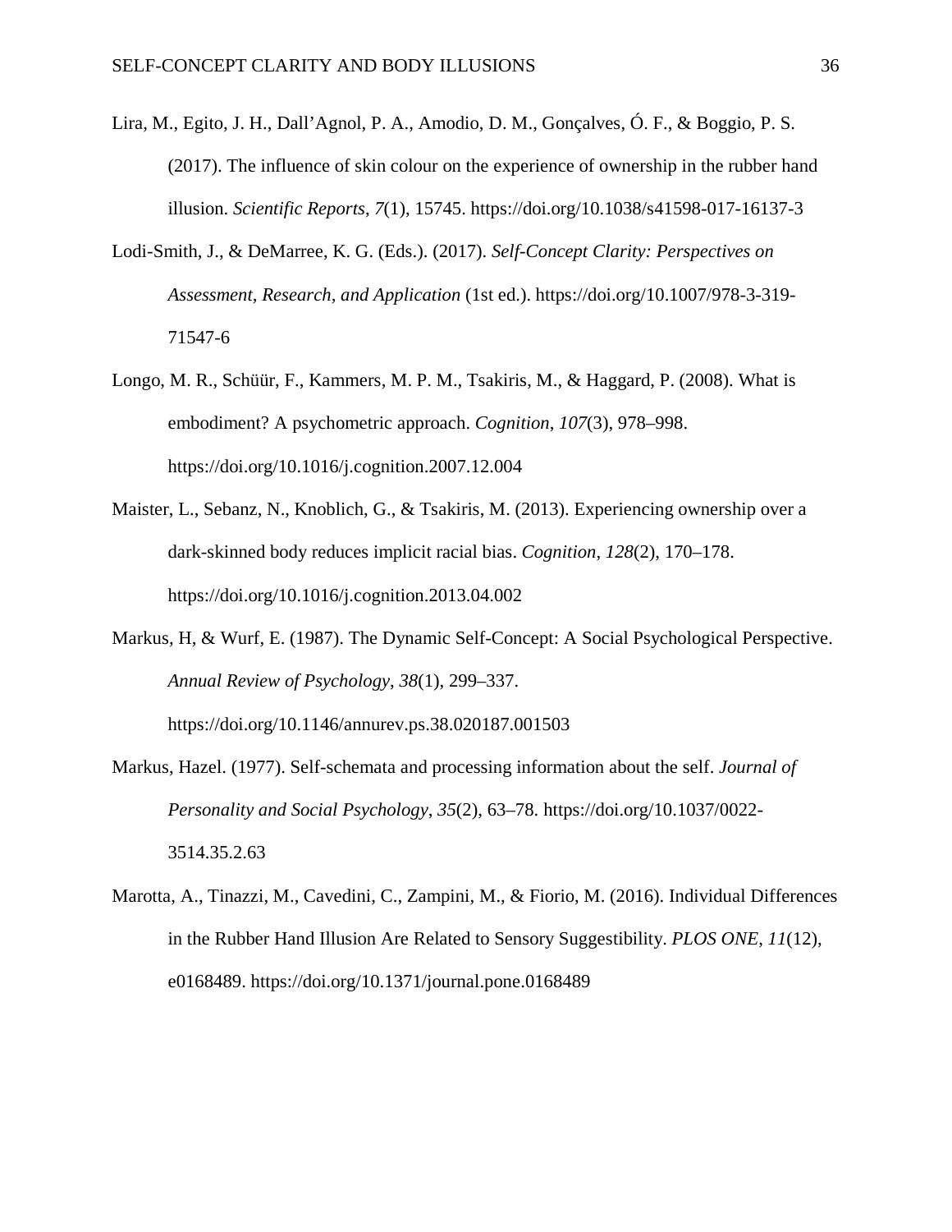Lira, M., Egito, J. H., Dall'Agnol, P. A., Amodio, D. M., Gonçalves, Ó. F., & Boggio, P. S. (2017). The influence of skin colour on the experience of ownership in the rubber hand illusion. *Scientific Reports*, *7*(1), 15745. https://doi.org/10.1038/s41598-017-16137-3

Lodi-Smith, J., & DeMarree, K. G. (Eds.). (2017). *Self-Concept Clarity: Perspectives on Assessment, Research, and Application* (1st ed.). https://doi.org/10.1007/978-3-319-71547-6

Longo, M. R., Schüür, F., Kammers, M. P. M., Tsakiris, M., & Haggard, P. (2008). What is embodiment? A psychometric approach. *Cognition*, *107*(3), 978–998. https://doi.org/10.1016/j.cognition.2007.12.004

Maister, L., Sebanz, N., Knoblich, G., & Tsakiris, M. (2013). Experiencing ownership over a dark-skinned body reduces implicit racial bias. *Cognition*, *128*(2), 170–178. https://doi.org/10.1016/j.cognition.2013.04.002

Markus, H, & Wurf, E. (1987). The Dynamic Self-Concept: A Social Psychological Perspective. *Annual Review of Psychology*, *38*(1), 299–337. https://doi.org/10.1146/annurev.ps.38.020187.001503

Markus, Hazel. (1977). Self-schemata and processing information about the self. *Journal of Personality and Social Psychology*, *35*(2), 63–78. https://doi.org/10.1037/0022-3514.35.2.63

Marotta, A., Tinazzi, M., Cavedini, C., Zampini, M., & Fiorio, M. (2016). Individual Differences in the Rubber Hand Illusion Are Related to Sensory Suggestibility. *PLOS ONE*, *11*(12), e0168489. https://doi.org/10.1371/journal.pone.0168489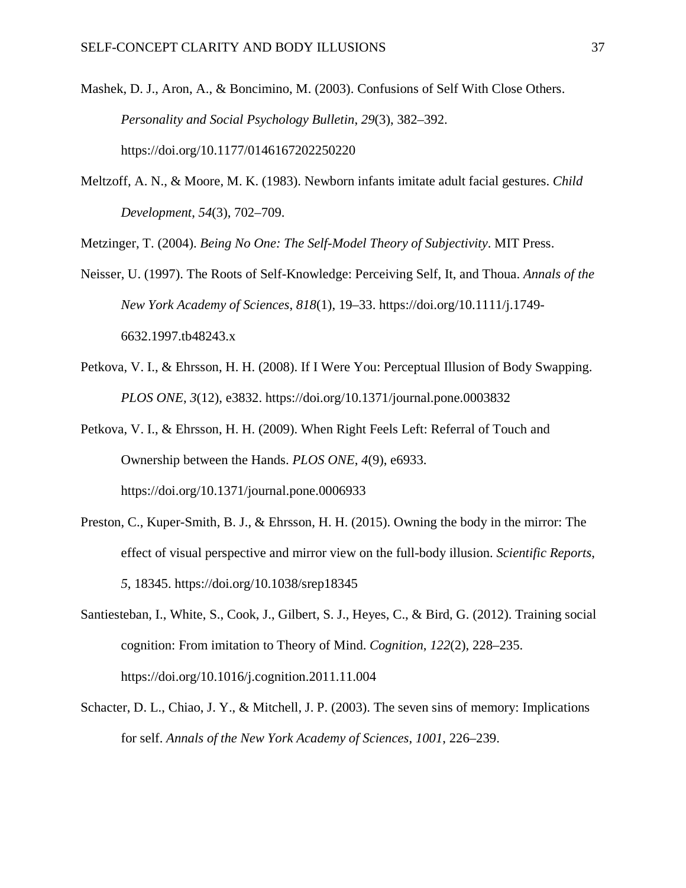Mashek, D. J., Aron, A., & Boncimino, M. (2003). Confusions of Self With Close Others. *Personality and Social Psychology Bulletin*, *29*(3), 382–392. https://doi.org/10.1177/0146167202250220

Meltzoff, A. N., & Moore, M. K. (1983). Newborn infants imitate adult facial gestures. *Child Development*, *54*(3), 702–709.

Metzinger, T. (2004). *Being No One: The Self-Model Theory of Subjectivity*. MIT Press.

Neisser, U. (1997). The Roots of Self-Knowledge: Perceiving Self, It, and Thoua. *Annals of the New York Academy of Sciences*, *818*(1), 19–33. https://doi.org/10.1111/j.1749-6632.1997.tb48243.x

Petkova, V. I., & Ehrsson, H. H. (2008). If I Were You: Perceptual Illusion of Body Swapping. *PLOS ONE*, *3*(12), e3832. https://doi.org/10.1371/journal.pone.0003832

Petkova, V. I., & Ehrsson, H. H. (2009). When Right Feels Left: Referral of Touch and Ownership between the Hands. *PLOS ONE*, *4*(9), e6933. https://doi.org/10.1371/journal.pone.0006933

Preston, C., Kuper-Smith, B. J., & Ehrsson, H. H. (2015). Owning the body in the mirror: The effect of visual perspective and mirror view on the full-body illusion. *Scientific Reports*, *5*, 18345. https://doi.org/10.1038/srep18345

Santiesteban, I., White, S., Cook, J., Gilbert, S. J., Heyes, C., & Bird, G. (2012). Training social cognition: From imitation to Theory of Mind. *Cognition*, *122*(2), 228–235. https://doi.org/10.1016/j.cognition.2011.11.004

Schacter, D. L., Chiao, J. Y., & Mitchell, J. P. (2003). The seven sins of memory: Implications for self. *Annals of the New York Academy of Sciences*, *1001*, 226–239.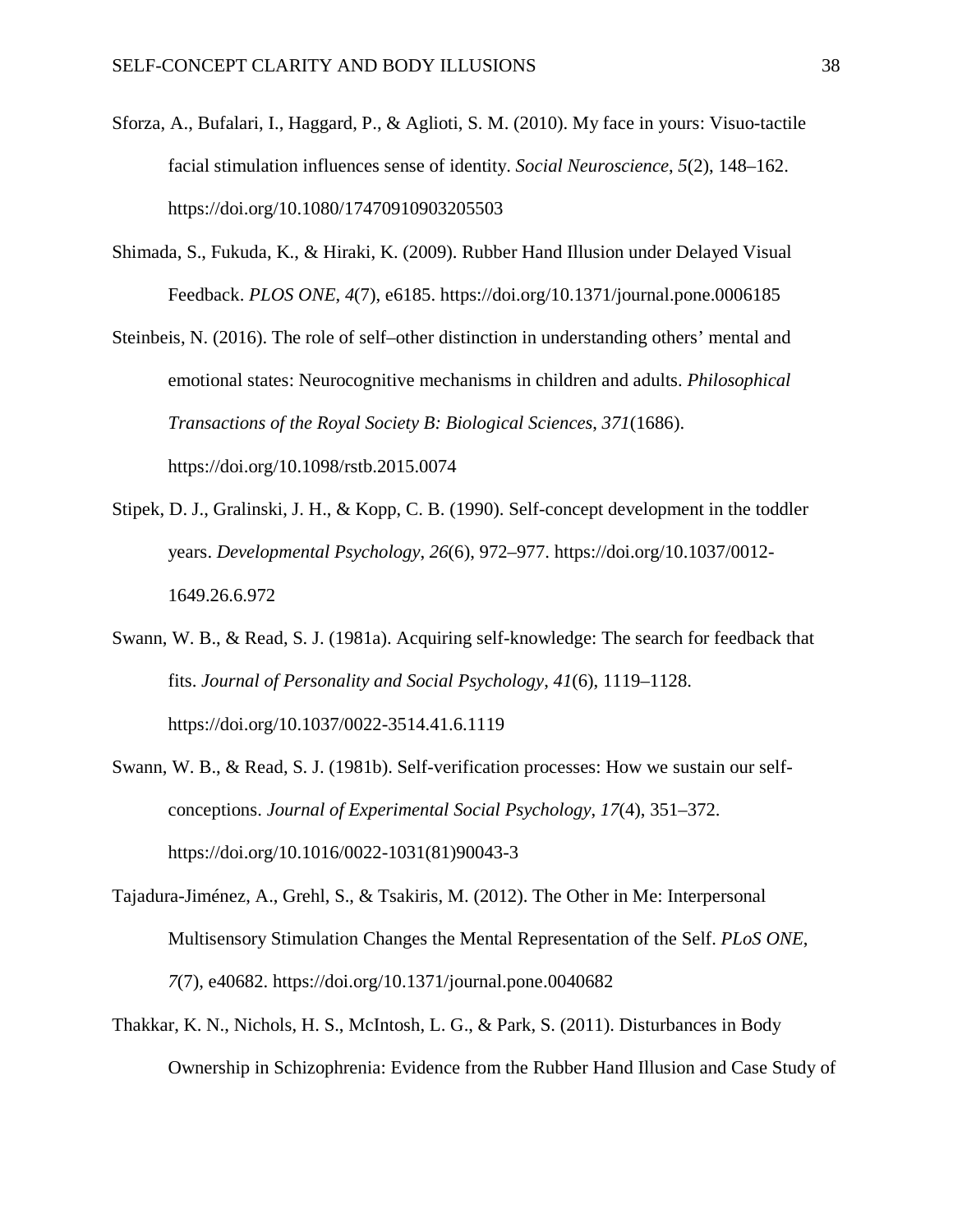Sforza, A., Bufalari, I., Haggard, P., & Aglioti, S. M. (2010). My face in yours: Visuo-tactile facial stimulation influences sense of identity. *Social Neuroscience*, *5*(2), 148–162. https://doi.org/10.1080/17470910903205503

Shimada, S., Fukuda, K., & Hiraki, K. (2009). Rubber Hand Illusion under Delayed Visual Feedback. *PLOS ONE*, *4*(7), e6185. https://doi.org/10.1371/journal.pone.0006185

Steinbeis, N. (2016). The role of self–other distinction in understanding others' mental and emotional states: Neurocognitive mechanisms in children and adults. *Philosophical Transactions of the Royal Society B: Biological Sciences*, *371*(1686). https://doi.org/10.1098/rstb.2015.0074

Stipek, D. J., Gralinski, J. H., & Kopp, C. B. (1990). Self-concept development in the toddler years. *Developmental Psychology*, *26*(6), 972–977. https://doi.org/10.1037/0012-1649.26.6.972

Swann, W. B., & Read, S. J. (1981a). Acquiring self-knowledge: The search for feedback that fits. *Journal of Personality and Social Psychology*, *41*(6), 1119–1128. https://doi.org/10.1037/0022-3514.41.6.1119

Swann, W. B., & Read, S. J. (1981b). Self-verification processes: How we sustain our self-conceptions. *Journal of Experimental Social Psychology*, *17*(4), 351–372. https://doi.org/10.1016/0022-1031(81)90043-3

Tajadura-Jiménez, A., Grehl, S., & Tsakiris, M. (2012). The Other in Me: Interpersonal Multisensory Stimulation Changes the Mental Representation of the Self. *PLoS ONE*, *7*(7), e40682. https://doi.org/10.1371/journal.pone.0040682

Thakkar, K. N., Nichols, H. S., McIntosh, L. G., & Park, S. (2011). Disturbances in Body Ownership in Schizophrenia: Evidence from the Rubber Hand Illusion and Case Study of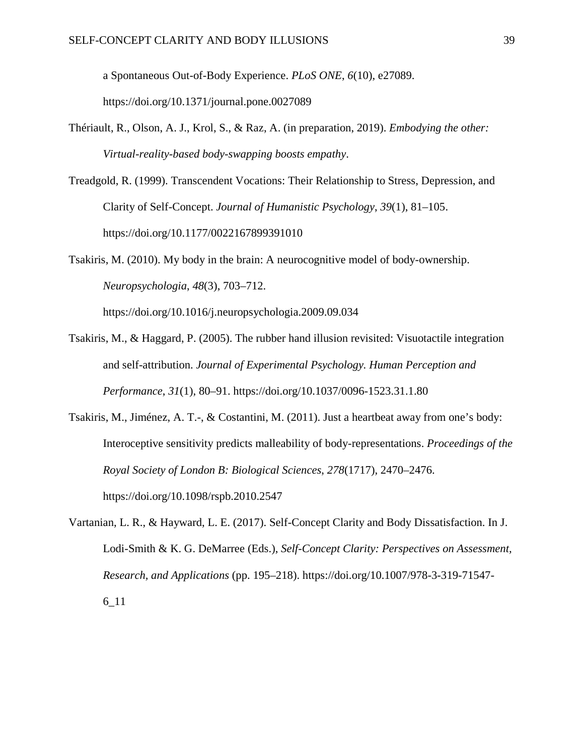a Spontaneous Out-of-Body Experience. *PLoS ONE*, *6*(10), e27089. https://doi.org/10.1371/journal.pone.0027089

Thériault, R., Olson, A. J., Krol, S., & Raz, A. (in preparation, 2019). *Embodying the other: Virtual-reality-based body-swapping boosts empathy*.

Treadgold, R. (1999). Transcendent Vocations: Their Relationship to Stress, Depression, and Clarity of Self-Concept. *Journal of Humanistic Psychology*, *39*(1), 81–105. https://doi.org/10.1177/0022167899391010

Tsakiris, M. (2010). My body in the brain: A neurocognitive model of body-ownership. *Neuropsychologia*, *48*(3), 703–712. https://doi.org/10.1016/j.neuropsychologia.2009.09.034

Tsakiris, M., & Haggard, P. (2005). The rubber hand illusion revisited: Visuotactile integration and self-attribution. *Journal of Experimental Psychology. Human Perception and Performance*, *31*(1), 80–91. https://doi.org/10.1037/0096-1523.31.1.80

Tsakiris, M., Jiménez, A. T.-, & Costantini, M. (2011). Just a heartbeat away from one's body: Interoceptive sensitivity predicts malleability of body-representations. *Proceedings of the Royal Society of London B: Biological Sciences*, *278*(1717), 2470–2476. https://doi.org/10.1098/rspb.2010.2547

Vartanian, L. R., & Hayward, L. E. (2017). Self-Concept Clarity and Body Dissatisfaction. In J. Lodi-Smith & K. G. DeMarree (Eds.), *Self-Concept Clarity: Perspectives on Assessment, Research, and Applications* (pp. 195–218). https://doi.org/10.1007/978-3-319-71547-6_11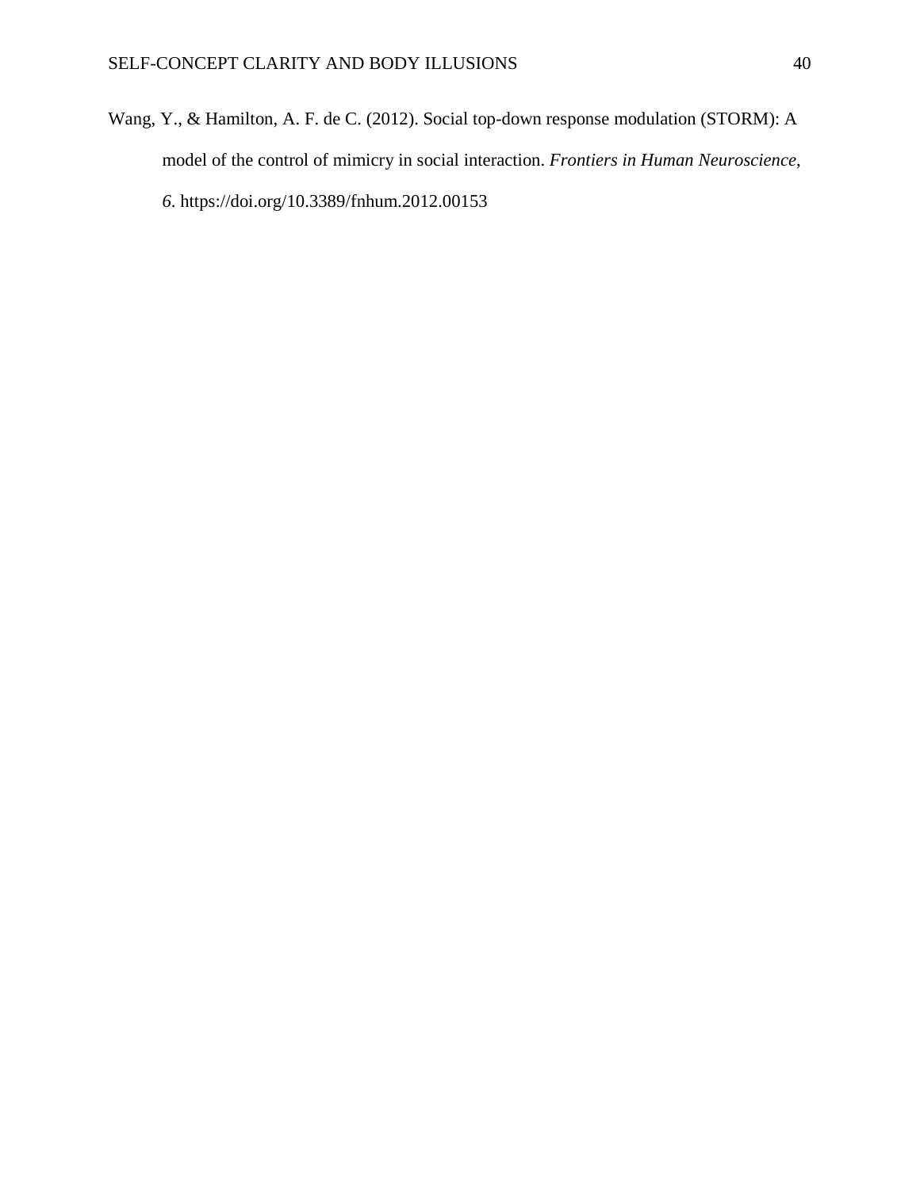Wang, Y., & Hamilton, A. F. de C. (2012). Social top-down response modulation (STORM): A model of the control of mimicry in social interaction. *Frontiers in Human Neuroscience, 6*. https://doi.org/10.3389/fnhum.2012.00153